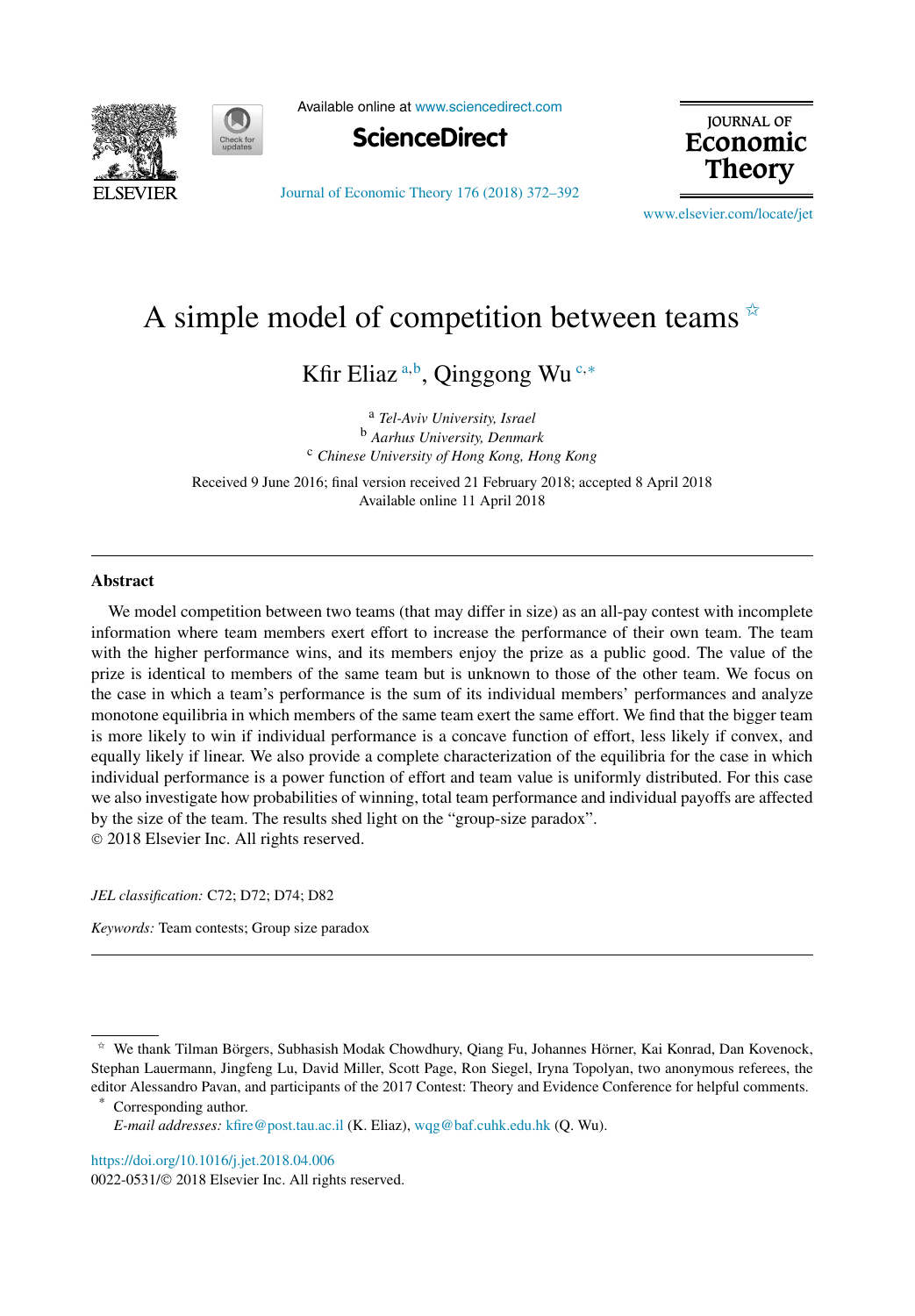# A simple model of competition between teams [☆]

Kfir Eliaz [a,b], Qinggong Wu [c,*]

[a] *Tel-Aviv University, Israel*
[b] *Aarhus University, Denmark*
[c] *Chinese University of Hong Kong, Hong Kong*

Received 9 June 2016; final version received 21 February 2018; accepted 8 April 2018
Available online 11 April 2018

---

## Abstract

We model competition between two teams (that may differ in size) as an all-pay contest with incomplete information where team members exert effort to increase the performance of their own team. The team with the higher performance wins, and its members enjoy the prize as a public good. The value of the prize is identical to members of the same team but is unknown to those of the other team. We focus on the case in which a team's performance is the sum of its individual members' performances and analyze monotone equilibria in which members of the same team exert the same effort. We find that the bigger team is more likely to win if individual performance is a concave function of effort, less likely if convex, and equally likely if linear. We also provide a complete characterization of the equilibria for the case in which individual performance is a power function of effort and team value is uniformly distributed. For this case we also investigate how probabilities of winning, total team performance and individual payoffs are affected by the size of the team. The results shed light on the "group-size paradox".
© 2018 Elsevier Inc. All rights reserved.

*JEL classification:* C72; D72; D74; D82

*Keywords:* Team contests; Group size paradox

---

[☆] We thank Tilman Börgers, Subhasish Modak Chowdhury, Qiang Fu, Johannes Hörner, Kai Konrad, Dan Kovenock, Stephan Lauermann, Jingfeng Lu, David Miller, Scott Page, Ron Siegel, Iryna Topolyan, two anonymous referees, the editor Alessandro Pavan, and participants of the 2017 Contest: Theory and Evidence Conference for helpful comments.

[*] Corresponding author.
*E-mail addresses:* kfire@post.tau.ac.il (K. Eliaz), wqg@baf.cuhk.edu.hk (Q. Wu).

https://doi.org/10.1016/j.jet.2018.04.006
0022-0531/© 2018 Elsevier Inc. All rights reserved.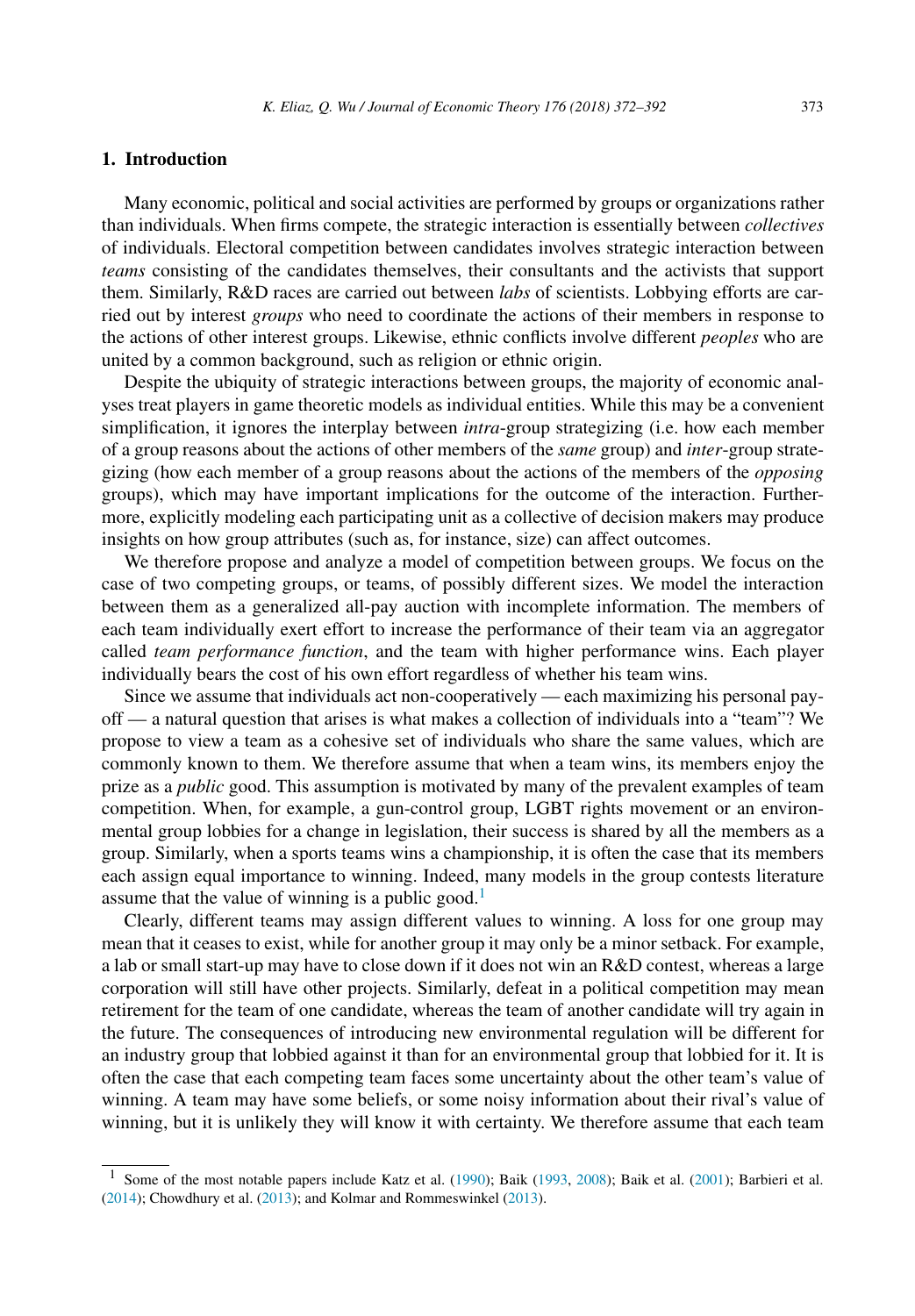## 1. Introduction

Many economic, political and social activities are performed by groups or organizations rather than individuals. When firms compete, the strategic interaction is essentially between *collectives* of individuals. Electoral competition between candidates involves strategic interaction between *teams* consisting of the candidates themselves, their consultants and the activists that support them. Similarly, R&D races are carried out between *labs* of scientists. Lobbying efforts are carried out by interest *groups* who need to coordinate the actions of their members in response to the actions of other interest groups. Likewise, ethnic conflicts involve different *peoples* who are united by a common background, such as religion or ethnic origin.

Despite the ubiquity of strategic interactions between groups, the majority of economic analyses treat players in game theoretic models as individual entities. While this may be a convenient simplification, it ignores the interplay between *intra*-group strategizing (i.e. how each member of a group reasons about the actions of other members of the *same* group) and *inter*-group strategizing (how each member of a group reasons about the actions of the members of the *opposing* groups), which may have important implications for the outcome of the interaction. Furthermore, explicitly modeling each participating unit as a collective of decision makers may produce insights on how group attributes (such as, for instance, size) can affect outcomes.

We therefore propose and analyze a model of competition between groups. We focus on the case of two competing groups, or teams, of possibly different sizes. We model the interaction between them as a generalized all-pay auction with incomplete information. The members of each team individually exert effort to increase the performance of their team via an aggregator called *team performance function*, and the team with higher performance wins. Each player individually bears the cost of his own effort regardless of whether his team wins.

Since we assume that individuals act non-cooperatively — each maximizing his personal payoff — a natural question that arises is what makes a collection of individuals into a "team"? We propose to view a team as a cohesive set of individuals who share the same values, which are commonly known to them. We therefore assume that when a team wins, its members enjoy the prize as a *public* good. This assumption is motivated by many of the prevalent examples of team competition. When, for example, a gun-control group, LGBT rights movement or an environmental group lobbies for a change in legislation, their success is shared by all the members as a group. Similarly, when a sports teams wins a championship, it is often the case that its members each assign equal importance to winning. Indeed, many models in the group contests literature assume that the value of winning is a public good.[1]

Clearly, different teams may assign different values to winning. A loss for one group may mean that it ceases to exist, while for another group it may only be a minor setback. For example, a lab or small start-up may have to close down if it does not win an R&D contest, whereas a large corporation will still have other projects. Similarly, defeat in a political competition may mean retirement for the team of one candidate, whereas the team of another candidate will try again in the future. The consequences of introducing new environmental regulation will be different for an industry group that lobbied against it than for an environmental group that lobbied for it. It is often the case that each competing team faces some uncertainty about the other team's value of winning. A team may have some beliefs, or some noisy information about their rival's value of winning, but it is unlikely they will know it with certainty. We therefore assume that each team

[1] Some of the most notable papers include Katz et al. (1990); Baik (1993, 2008); Baik et al. (2001); Barbieri et al. (2014); Chowdhury et al. (2013); and Kolmar and Rommeswinkel (2013).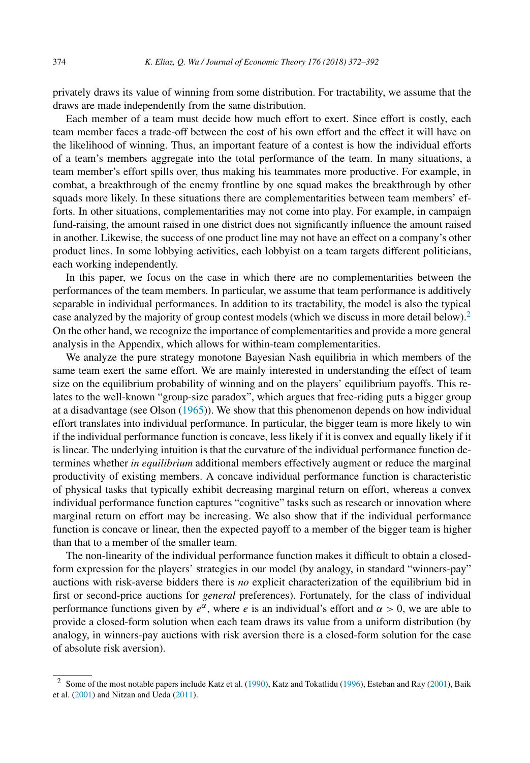privately draws its value of winning from some distribution. For tractability, we assume that the draws are made independently from the same distribution.

Each member of a team must decide how much effort to exert. Since effort is costly, each team member faces a trade-off between the cost of his own effort and the effect it will have on the likelihood of winning. Thus, an important feature of a contest is how the individual efforts of a team's members aggregate into the total performance of the team. In many situations, a team member's effort spills over, thus making his teammates more productive. For example, in combat, a breakthrough of the enemy frontline by one squad makes the breakthrough by other squads more likely. In these situations there are complementarities between team members' efforts. In other situations, complementarities may not come into play. For example, in campaign fund-raising, the amount raised in one district does not significantly influence the amount raised in another. Likewise, the success of one product line may not have an effect on a company's other product lines. In some lobbying activities, each lobbyist on a team targets different politicians, each working independently.

In this paper, we focus on the case in which there are no complementarities between the performances of the team members. In particular, we assume that team performance is additively separable in individual performances. In addition to its tractability, the model is also the typical case analyzed by the majority of group contest models (which we discuss in more detail below).[2] On the other hand, we recognize the importance of complementarities and provide a more general analysis in the Appendix, which allows for within-team complementarities.

We analyze the pure strategy monotone Bayesian Nash equilibria in which members of the same team exert the same effort. We are mainly interested in understanding the effect of team size on the equilibrium probability of winning and on the players' equilibrium payoffs. This relates to the well-known "group-size paradox", which argues that free-riding puts a bigger group at a disadvantage (see Olson (1965)). We show that this phenomenon depends on how individual effort translates into individual performance. In particular, the bigger team is more likely to win if the individual performance function is concave, less likely if it is convex and equally likely if it is linear. The underlying intuition is that the curvature of the individual performance function determines whether *in equilibrium* additional members effectively augment or reduce the marginal productivity of existing members. A concave individual performance function is characteristic of physical tasks that typically exhibit decreasing marginal return on effort, whereas a convex individual performance function captures "cognitive" tasks such as research or innovation where marginal return on effort may be increasing. We also show that if the individual performance function is concave or linear, then the expected payoff to a member of the bigger team is higher than that to a member of the smaller team.

The non-linearity of the individual performance function makes it difficult to obtain a closed-form expression for the players' strategies in our model (by analogy, in standard "winners-pay" auctions with risk-averse bidders there is *no* explicit characterization of the equilibrium bid in first or second-price auctions for *general* preferences). Fortunately, for the class of individual performance functions given by $e^{\alpha}$, where $e$ is an individual's effort and $\alpha > 0$, we are able to provide a closed-form solution when each team draws its value from a uniform distribution (by analogy, in winners-pay auctions with risk aversion there is a closed-form solution for the case of absolute risk aversion).

[2] Some of the most notable papers include Katz et al. (1990), Katz and Tokatlidu (1996), Esteban and Ray (2001), Baik et al. (2001) and Nitzan and Ueda (2011).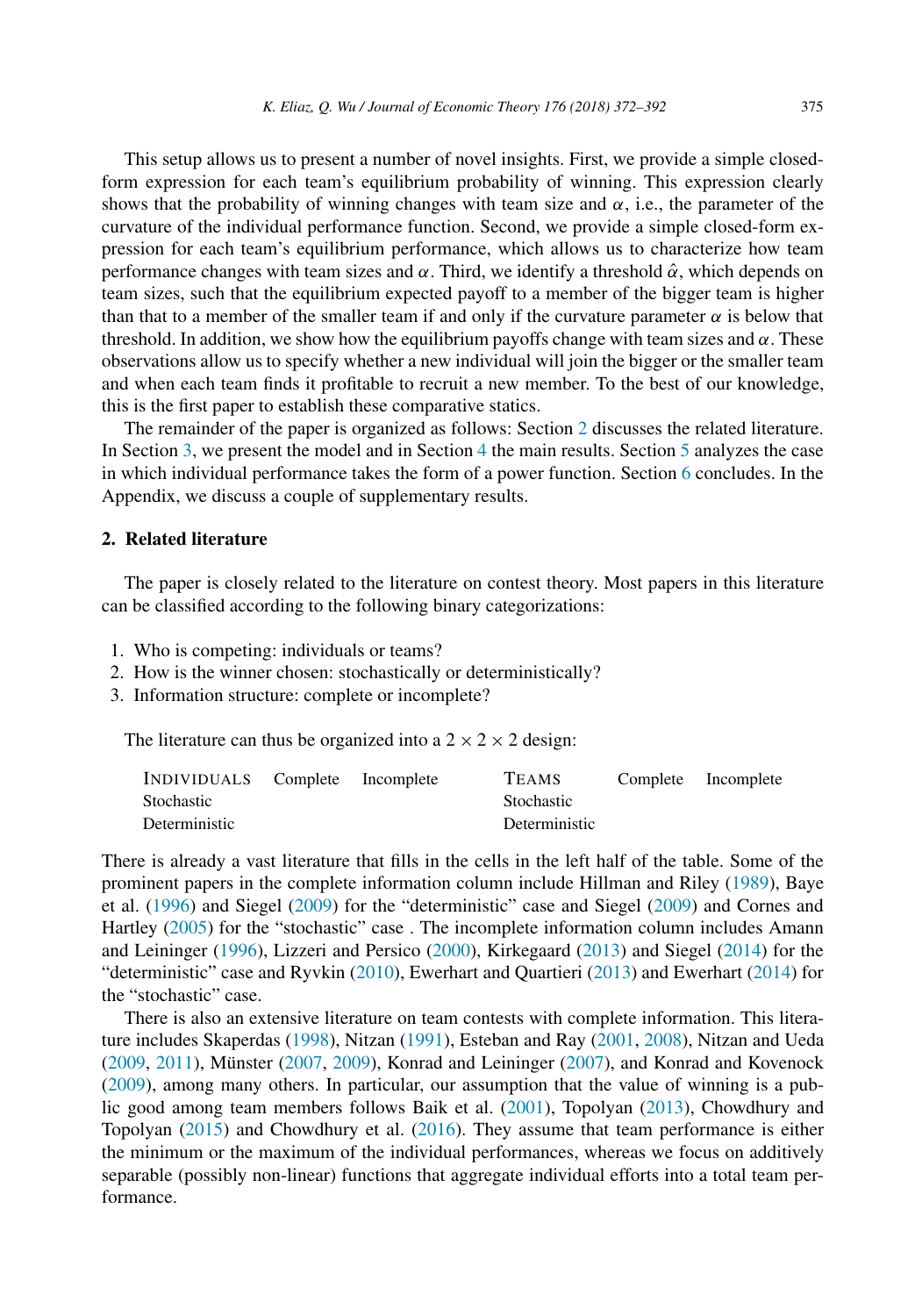This setup allows us to present a number of novel insights. First, we provide a simple closed-form expression for each team's equilibrium probability of winning. This expression clearly shows that the probability of winning changes with team size and $\alpha$, i.e., the parameter of the curvature of the individual performance function. Second, we provide a simple closed-form expression for each team's equilibrium performance, which allows us to characterize how team performance changes with team sizes and $\alpha$. Third, we identify a threshold $\hat{\alpha}$, which depends on team sizes, such that the equilibrium expected payoff to a member of the bigger team is higher than that to a member of the smaller team if and only if the curvature parameter $\alpha$ is below that threshold. In addition, we show how the equilibrium payoffs change with team sizes and $\alpha$. These observations allow us to specify whether a new individual will join the bigger or the smaller team and when each team finds it profitable to recruit a new member. To the best of our knowledge, this is the first paper to establish these comparative statics.

The remainder of the paper is organized as follows: Section 2 discusses the related literature. In Section 3, we present the model and in Section 4 the main results. Section 5 analyzes the case in which individual performance takes the form of a power function. Section 6 concludes. In the Appendix, we discuss a couple of supplementary results.

## 2. Related literature

The paper is closely related to the literature on contest theory. Most papers in this literature can be classified according to the following binary categorizations:

1. Who is competing: individuals or teams?
2. How is the winner chosen: stochastically or deterministically?
3. Information structure: complete or incomplete?

The literature can thus be organized into a $2 \times 2 \times 2$ design:

| INDIVIDUALS | Complete | Incomplete | TEAMS | Complete | Incomplete |
|---|---|---|---|---|---|
| Stochastic | | | Stochastic | | |
| Deterministic | | | Deterministic | | |

There is already a vast literature that fills in the cells in the left half of the table. Some of the prominent papers in the complete information column include Hillman and Riley (1989), Baye et al. (1996) and Siegel (2009) for the "deterministic" case and Siegel (2009) and Cornes and Hartley (2005) for the "stochastic" case . The incomplete information column includes Amann and Leininger (1996), Lizzeri and Persico (2000), Kirkegaard (2013) and Siegel (2014) for the "deterministic" case and Ryvkin (2010), Ewerhart and Quartieri (2013) and Ewerhart (2014) for the "stochastic" case.

There is also an extensive literature on team contests with complete information. This literature includes Skaperdas (1998), Nitzan (1991), Esteban and Ray (2001, 2008), Nitzan and Ueda (2009, 2011), Münster (2007, 2009), Konrad and Leininger (2007), and Konrad and Kovenock (2009), among many others. In particular, our assumption that the value of winning is a public good among team members follows Baik et al. (2001), Topolyan (2013), Chowdhury and Topolyan (2015) and Chowdhury et al. (2016). They assume that team performance is either the minimum or the maximum of the individual performances, whereas we focus on additively separable (possibly non-linear) functions that aggregate individual efforts into a total team performance.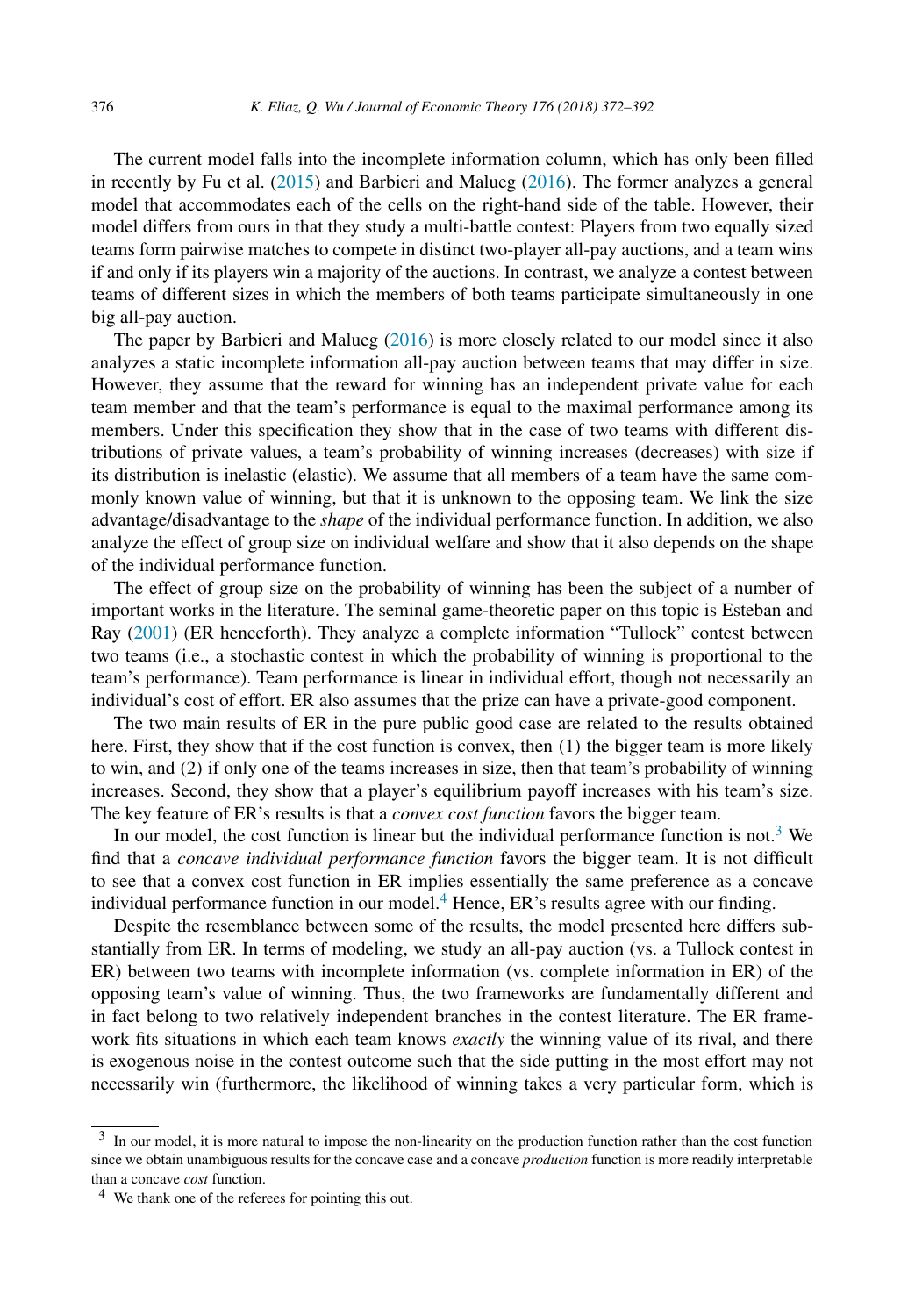The current model falls into the incomplete information column, which has only been filled in recently by Fu et al. (2015) and Barbieri and Malueg (2016). The former analyzes a general model that accommodates each of the cells on the right-hand side of the table. However, their model differs from ours in that they study a multi-battle contest: Players from two equally sized teams form pairwise matches to compete in distinct two-player all-pay auctions, and a team wins if and only if its players win a majority of the auctions. In contrast, we analyze a contest between teams of different sizes in which the members of both teams participate simultaneously in one big all-pay auction.

The paper by Barbieri and Malueg (2016) is more closely related to our model since it also analyzes a static incomplete information all-pay auction between teams that may differ in size. However, they assume that the reward for winning has an independent private value for each team member and that the team's performance is equal to the maximal performance among its members. Under this specification they show that in the case of two teams with different distributions of private values, a team's probability of winning increases (decreases) with size if its distribution is inelastic (elastic). We assume that all members of a team have the same commonly known value of winning, but that it is unknown to the opposing team. We link the size advantage/disadvantage to the *shape* of the individual performance function. In addition, we also analyze the effect of group size on individual welfare and show that it also depends on the shape of the individual performance function.

The effect of group size on the probability of winning has been the subject of a number of important works in the literature. The seminal game-theoretic paper on this topic is Esteban and Ray (2001) (ER henceforth). They analyze a complete information "Tullock" contest between two teams (i.e., a stochastic contest in which the probability of winning is proportional to the team's performance). Team performance is linear in individual effort, though not necessarily an individual's cost of effort. ER also assumes that the prize can have a private-good component.

The two main results of ER in the pure public good case are related to the results obtained here. First, they show that if the cost function is convex, then (1) the bigger team is more likely to win, and (2) if only one of the teams increases in size, then that team's probability of winning increases. Second, they show that a player's equilibrium payoff increases with his team's size. The key feature of ER's results is that a *convex cost function* favors the bigger team.

In our model, the cost function is linear but the individual performance function is not.[3] We find that a *concave individual performance function* favors the bigger team. It is not difficult to see that a convex cost function in ER implies essentially the same preference as a concave individual performance function in our model.[4] Hence, ER's results agree with our finding.

Despite the resemblance between some of the results, the model presented here differs substantially from ER. In terms of modeling, we study an all-pay auction (vs. a Tullock contest in ER) between two teams with incomplete information (vs. complete information in ER) of the opposing team's value of winning. Thus, the two frameworks are fundamentally different and in fact belong to two relatively independent branches in the contest literature. The ER framework fits situations in which each team knows *exactly* the winning value of its rival, and there is exogenous noise in the contest outcome such that the side putting in the most effort may not necessarily win (furthermore, the likelihood of winning takes a very particular form, which is

---

[3] In our model, it is more natural to impose the non-linearity on the production function rather than the cost function since we obtain unambiguous results for the concave case and a concave *production* function is more readily interpretable than a concave *cost* function.

[4] We thank one of the referees for pointing this out.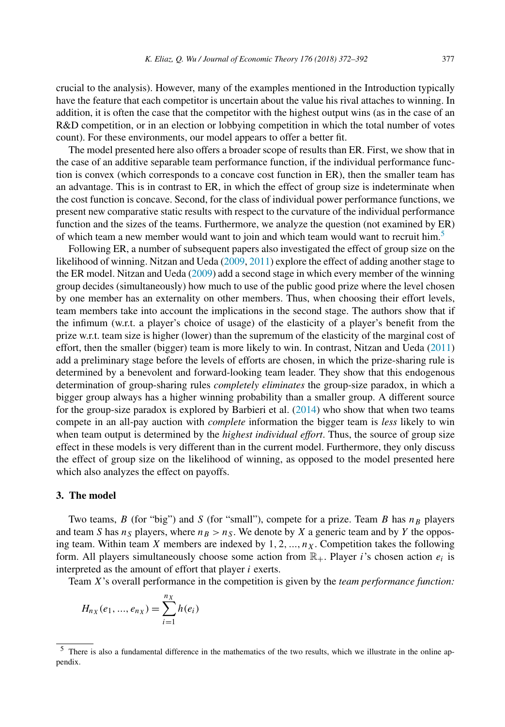crucial to the analysis). However, many of the examples mentioned in the Introduction typically have the feature that each competitor is uncertain about the value his rival attaches to winning. In addition, it is often the case that the competitor with the highest output wins (as in the case of an R&D competition, or in an election or lobbying competition in which the total number of votes count). For these environments, our model appears to offer a better fit.

The model presented here also offers a broader scope of results than ER. First, we show that in the case of an additive separable team performance function, if the individual performance function is convex (which corresponds to a concave cost function in ER), then the smaller team has an advantage. This is in contrast to ER, in which the effect of group size is indeterminate when the cost function is concave. Second, for the class of individual power performance functions, we present new comparative static results with respect to the curvature of the individual performance function and the sizes of the teams. Furthermore, we analyze the question (not examined by ER) of which team a new member would want to join and which team would want to recruit him.[5]

Following ER, a number of subsequent papers also investigated the effect of group size on the likelihood of winning. Nitzan and Ueda (2009, 2011) explore the effect of adding another stage to the ER model. Nitzan and Ueda (2009) add a second stage in which every member of the winning group decides (simultaneously) how much to use of the public good prize where the level chosen by one member has an externality on other members. Thus, when choosing their effort levels, team members take into account the implications in the second stage. The authors show that if the infimum (w.r.t. a player's choice of usage) of the elasticity of a player's benefit from the prize w.r.t. team size is higher (lower) than the supremum of the elasticity of the marginal cost of effort, then the smaller (bigger) team is more likely to win. In contrast, Nitzan and Ueda (2011) add a preliminary stage before the levels of efforts are chosen, in which the prize-sharing rule is determined by a benevolent and forward-looking team leader. They show that this endogenous determination of group-sharing rules *completely eliminates* the group-size paradox, in which a bigger group always has a higher winning probability than a smaller group. A different source for the group-size paradox is explored by Barbieri et al. (2014) who show that when two teams compete in an all-pay auction with *complete* information the bigger team is *less* likely to win when team output is determined by the *highest individual effort*. Thus, the source of group size effect in these models is very different than in the current model. Furthermore, they only discuss the effect of group size on the likelihood of winning, as opposed to the model presented here which also analyzes the effect on payoffs.

## 3. The model

Two teams, $B$ (for "big") and $S$ (for "small"), compete for a prize. Team $B$ has $n_B$ players and team $S$ has $n_S$ players, where $n_B > n_S$. We denote by $X$ a generic team and by $Y$ the opposing team. Within team $X$ members are indexed by $1, 2, ..., n_X$. Competition takes the following form. All players simultaneously choose some action from $\mathbb{R}_+$. Player $i$'s chosen action $e_i$ is interpreted as the amount of effort that player $i$ exerts.

Team $X$'s overall performance in the competition is given by the *team performance function:*

$$H_{n_X}(e_1, ..., e_{n_X}) = \sum_{i=1}^{n_X} h(e_i)$$

[5] There is also a fundamental difference in the mathematics of the two results, which we illustrate in the online appendix.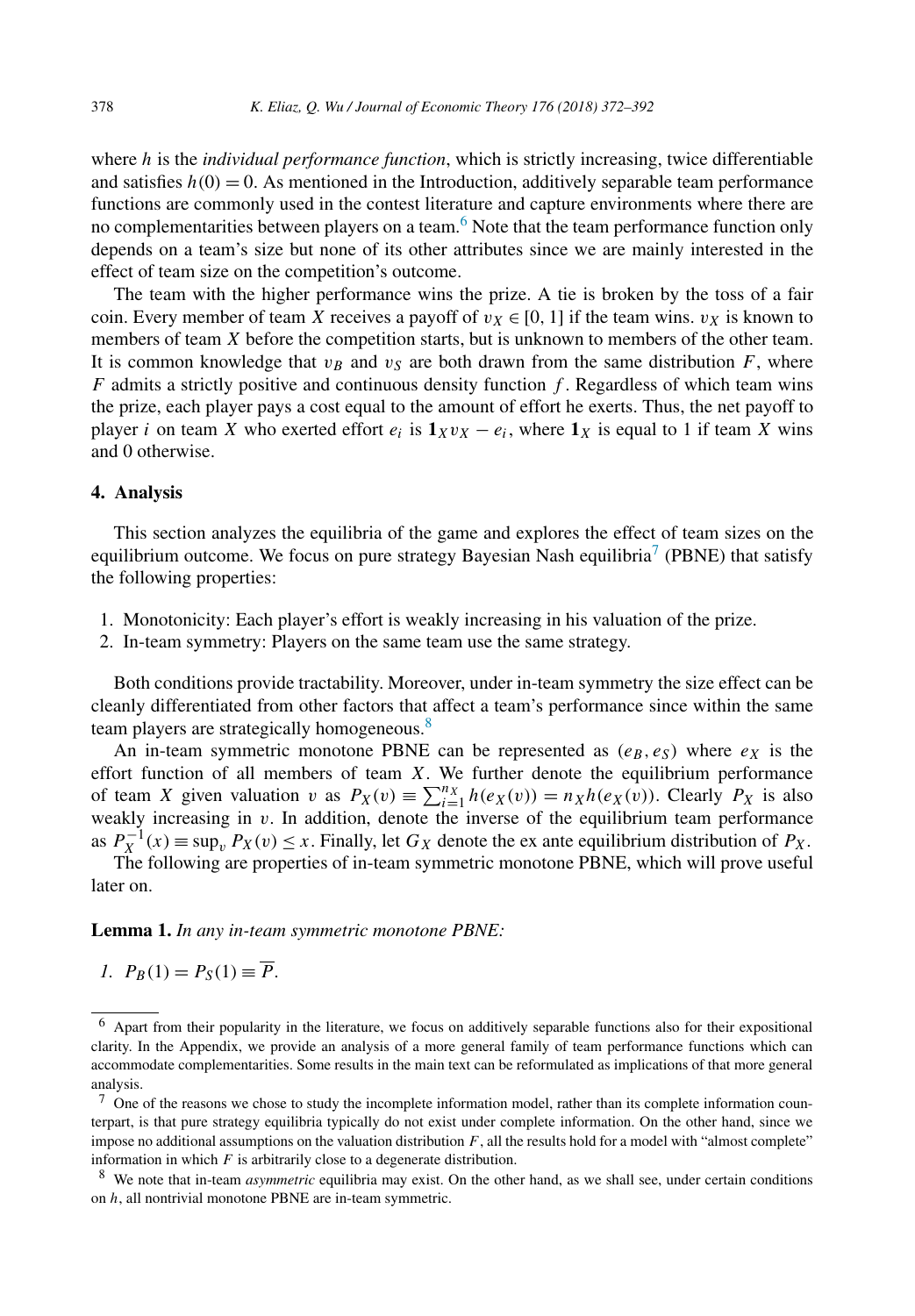where $h$ is the *individual performance function*, which is strictly increasing, twice differentiable and satisfies $h(0) = 0$. As mentioned in the Introduction, additively separable team performance functions are commonly used in the contest literature and capture environments where there are no complementarities between players on a team.[6] Note that the team performance function only depends on a team's size but none of its other attributes since we are mainly interested in the effect of team size on the competition's outcome.

The team with the higher performance wins the prize. A tie is broken by the toss of a fair coin. Every member of team $X$ receives a payoff of $v_X \in [0, 1]$ if the team wins. $v_X$ is known to members of team $X$ before the competition starts, but is unknown to members of the other team. It is common knowledge that $v_B$ and $v_S$ are both drawn from the same distribution $F$, where $F$ admits a strictly positive and continuous density function $f$. Regardless of which team wins the prize, each player pays a cost equal to the amount of effort he exerts. Thus, the net payoff to player $i$ on team $X$ who exerted effort $e_i$ is $\mathbf{1}_X v_X - e_i$, where $\mathbf{1}_X$ is equal to 1 if team $X$ wins and 0 otherwise.

## 4. Analysis

This section analyzes the equilibria of the game and explores the effect of team sizes on the equilibrium outcome. We focus on pure strategy Bayesian Nash equilibria[7] (PBNE) that satisfy the following properties:

1. Monotonicity: Each player's effort is weakly increasing in his valuation of the prize.
2. In-team symmetry: Players on the same team use the same strategy.

Both conditions provide tractability. Moreover, under in-team symmetry the size effect can be cleanly differentiated from other factors that affect a team's performance since within the same team players are strategically homogeneous.[8]

An in-team symmetric monotone PBNE can be represented as $(e_B, e_S)$ where $e_X$ is the effort function of all members of team $X$. We further denote the equilibrium performance of team $X$ given valuation $v$ as $P_X(v) \equiv \sum_{i=1}^{n_X} h(e_X(v)) = n_X h(e_X(v))$. Clearly $P_X$ is also weakly increasing in $v$. In addition, denote the inverse of the equilibrium team performance as $P_X^{-1}(x) \equiv \sup_v P_X(v) \leq x$. Finally, let $G_X$ denote the ex ante equilibrium distribution of $P_X$.

The following are properties of in-team symmetric monotone PBNE, which will prove useful later on.

**Lemma 1.** *In any in-team symmetric monotone PBNE:*

*1.* $P_B(1) = P_S(1) \equiv \overline{P}$.

---

[6] Apart from their popularity in the literature, we focus on additively separable functions also for their expositional clarity. In the Appendix, we provide an analysis of a more general family of team performance functions which can accommodate complementarities. Some results in the main text can be reformulated as implications of that more general analysis.

[7] One of the reasons we chose to study the incomplete information model, rather than its complete information counterpart, is that pure strategy equilibria typically do not exist under complete information. On the other hand, since we impose no additional assumptions on the valuation distribution $F$, all the results hold for a model with "almost complete" information in which $F$ is arbitrarily close to a degenerate distribution.

[8] We note that in-team *asymmetric* equilibria may exist. On the other hand, as we shall see, under certain conditions on $h$, all nontrivial monotone PBNE are in-team symmetric.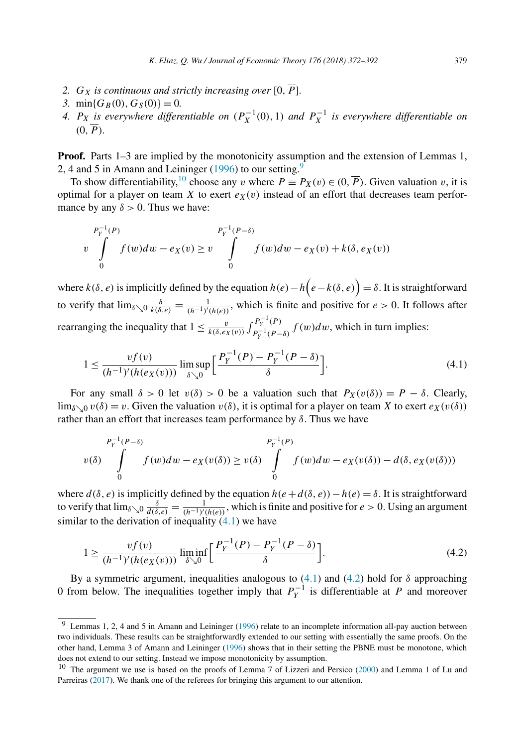2. $G_X$ is continuous and strictly increasing over $[0, \overline{P}]$.
3. $\min\{G_B(0), G_S(0)\} = 0$.
4. $P_X$ is everywhere differentiable on $(P_X^{-1}(0), 1)$ and $P_X^{-1}$ is everywhere differentiable on $(0, \overline{P})$.

**Proof.** Parts 1–3 are implied by the monotonicity assumption and the extension of Lemmas 1, 2, 4 and 5 in Amann and Leininger (1996) to our setting.[9]

To show differentiability,[10] choose any $v$ where $P \equiv P_X(v) \in (0, \overline{P})$. Given valuation $v$, it is optimal for a player on team $X$ to exert $e_X(v)$ instead of an effort that decreases team performance by any $\delta > 0$. Thus we have:

$$v \int_0^{P_Y^{-1}(P)} f(w)dw - e_X(v) \geq v \int_0^{P_Y^{-1}(P-\delta)} f(w)dw - e_X(v) + k(\delta, e_X(v))$$

where $k(\delta, e)$ is implicitly defined by the equation $h(e) - h\Big(e - k(\delta, e)\Big) = \delta$. It is straightforward to verify that $\lim_{\delta \searrow 0} \frac{\delta}{k(\delta, e)} = \frac{1}{(h^{-1})'(h(e))}$, which is finite and positive for $e > 0$. It follows after rearranging the inequality that $1 \leq \frac{v}{k(\delta, e_X(v))} \int_{P_Y^{-1}(P-\delta)}^{P_Y^{-1}(P)} f(w)dw$, which in turn implies:

$$1 \leq \frac{vf(v)}{(h^{-1})'(h(e_X(v)))} \limsup_{\delta \searrow 0} \Big[\frac{P_Y^{-1}(P) - P_Y^{-1}(P-\delta)}{\delta}\Big]. \tag{4.1}$$

For any small $\delta > 0$ let $v(\delta) > 0$ be a valuation such that $P_X(v(\delta)) = P - \delta$. Clearly, $\lim_{\delta \searrow 0} v(\delta) = v$. Given the valuation $v(\delta)$, it is optimal for a player on team $X$ to exert $e_X(v(\delta))$ rather than an effort that increases team performance by $\delta$. Thus we have

$$v(\delta) \int_0^{P_Y^{-1}(P-\delta)} f(w)dw - e_X(v(\delta)) \geq v(\delta) \int_0^{P_Y^{-1}(P)} f(w)dw - e_X(v(\delta)) - d(\delta, e_X(v(\delta)))$$

where $d(\delta, e)$ is implicitly defined by the equation $h(e + d(\delta, e)) - h(e) = \delta$. It is straightforward to verify that $\lim_{\delta \searrow 0} \frac{\delta}{d(\delta, e)} = \frac{1}{(h^{-1})'(h(e))}$, which is finite and positive for $e > 0$. Using an argument similar to the derivation of inequality (4.1) we have

$$1 \geq \frac{vf(v)}{(h^{-1})'(h(e_X(v)))} \liminf_{\delta \searrow 0} \Big[\frac{P_Y^{-1}(P) - P_Y^{-1}(P-\delta)}{\delta}\Big]. \tag{4.2}$$

By a symmetric argument, inequalities analogous to (4.1) and (4.2) hold for $\delta$ approaching 0 from below. The inequalities together imply that $P_Y^{-1}$ is differentiable at $P$ and moreover

---

[9] Lemmas 1, 2, 4 and 5 in Amann and Leininger (1996) relate to an incomplete information all-pay auction between two individuals. These results can be straightforwardly extended to our setting with essentially the same proofs. On the other hand, Lemma 3 of Amann and Leininger (1996) shows that in their setting the PBNE must be monotone, which does not extend to our setting. Instead we impose monotonicity by assumption.

[10] The argument we use is based on the proofs of Lemma 7 of Lizzeri and Persico (2000) and Lemma 1 of Lu and Parreiras (2017). We thank one of the referees for bringing this argument to our attention.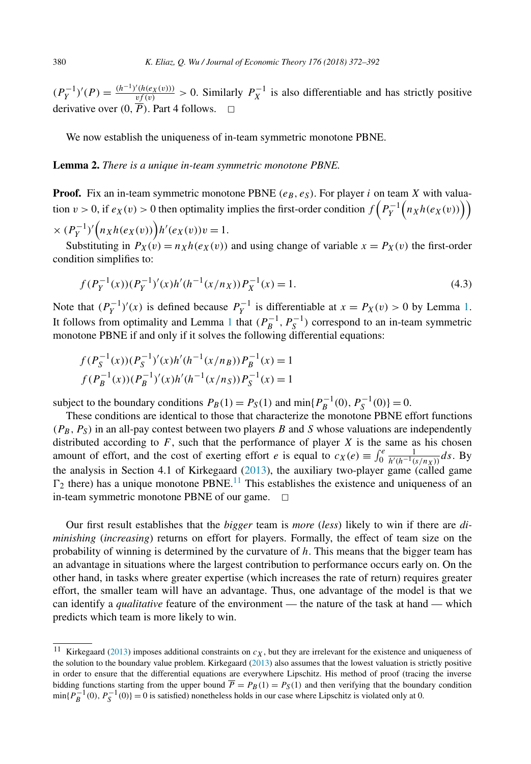$(P_Y^{-1})'(P) = \frac{(h^{-1})'(h(e_X(v)))}{vf(v)} > 0$. Similarly $P_X^{-1}$ is also differentiable and has strictly positive derivative over $(0, \overline{P})$. Part 4 follows. $\square$

We now establish the uniqueness of in-team symmetric monotone PBNE.

**Lemma 2.** *There is a unique in-team symmetric monotone PBNE.*

**Proof.** Fix an in-team symmetric monotone PBNE $(e_B, e_S)$. For player $i$ on team $X$ with valuation $v > 0$, if $e_X(v) > 0$ then optimality implies the first-order condition $f\left(P_Y^{-1}\left(n_X h(e_X(v))\right)\right) \times (P_Y^{-1})'\left(n_X h(e_X(v))\right) h'(e_X(v))v = 1$.

Substituting in $P_X(v) = n_X h(e_X(v))$ and using change of variable $x = P_X(v)$ the first-order condition simplifies to:

$$f(P_Y^{-1}(x))(P_Y^{-1})'(x)h'(h^{-1}(x/n_X))P_X^{-1}(x) = 1. \tag{4.3}$$

Note that $(P_Y^{-1})'(x)$ is defined because $P_Y^{-1}$ is differentiable at $x = P_X(v) > 0$ by Lemma 1. It follows from optimality and Lemma 1 that $(P_B^{-1}, P_S^{-1})$ correspond to an in-team symmetric monotone PBNE if and only if it solves the following differential equations:

$$f(P_S^{-1}(x))(P_S^{-1})'(x)h'(h^{-1}(x/n_B))P_B^{-1}(x) = 1$$
$$f(P_B^{-1}(x))(P_B^{-1})'(x)h'(h^{-1}(x/n_S))P_S^{-1}(x) = 1$$

subject to the boundary conditions $P_B(1) = P_S(1)$ and $\min\{P_B^{-1}(0), P_S^{-1}(0)\} = 0$.

These conditions are identical to those that characterize the monotone PBNE effort functions $(P_B, P_S)$ in an all-pay contest between two players $B$ and $S$ whose valuations are independently distributed according to $F$, such that the performance of player $X$ is the same as his chosen amount of effort, and the cost of exerting effort $e$ is equal to $c_X(e) \equiv \int_0^e \frac{1}{h'(h^{-1}(s/n_X))} ds$. By the analysis in Section 4.1 of Kirkegaard (2013), the auxiliary two-player game (called game $\Gamma_2$ there) has a unique monotone PBNE.[11] This establishes the existence and uniqueness of an in-team symmetric monotone PBNE of our game. $\square$

Our first result establishes that the *bigger* team is *more* (*less*) likely to win if there are *diminishing* (*increasing*) returns on effort for players. Formally, the effect of team size on the probability of winning is determined by the curvature of $h$. This means that the bigger team has an advantage in situations where the largest contribution to performance occurs early on. On the other hand, in tasks where greater expertise (which increases the rate of return) requires greater effort, the smaller team will have an advantage. Thus, one advantage of the model is that we can identify a *qualitative* feature of the environment — the nature of the task at hand — which predicts which team is more likely to win.

---

[11] Kirkegaard (2013) imposes additional constraints on $c_X$, but they are irrelevant for the existence and uniqueness of the solution to the boundary value problem. Kirkegaard (2013) also assumes that the lowest valuation is strictly positive in order to ensure that the differential equations are everywhere Lipschitz. His method of proof (tracing the inverse bidding functions starting from the upper bound $\overline{P} = P_B(1) = P_S(1)$ and then verifying that the boundary condition $\min\{P_B^{-1}(0), P_S^{-1}(0)\} = 0$ is satisfied) nonetheless holds in our case where Lipschitz is violated only at 0.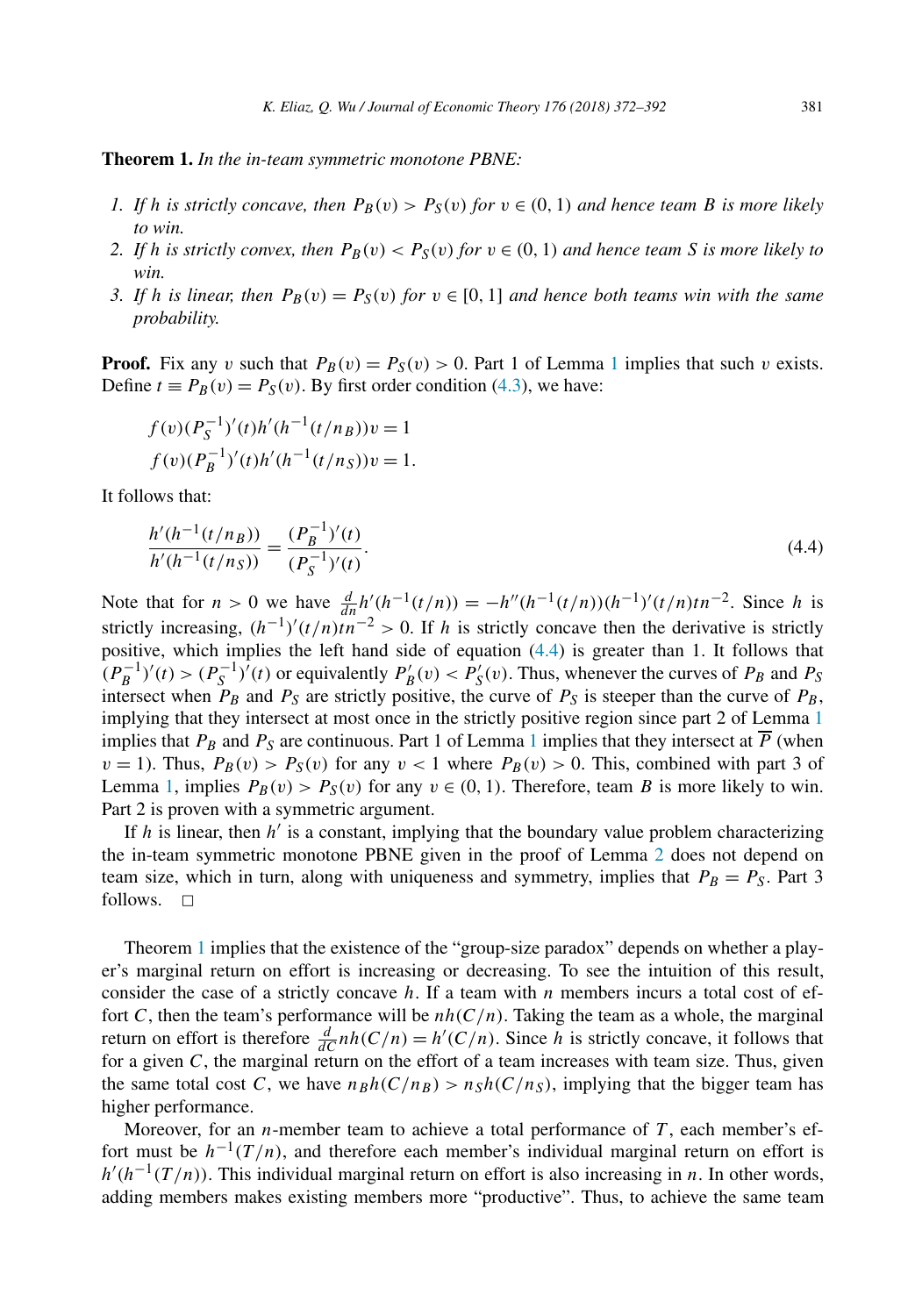**Theorem 1.** *In the in-team symmetric monotone PBNE:*

1. *If $h$ is strictly concave, then $P_B(v) > P_S(v)$ for $v \in (0,1)$ and hence team $B$ is more likely to win.*
2. *If $h$ is strictly convex, then $P_B(v) < P_S(v)$ for $v \in (0,1)$ and hence team $S$ is more likely to win.*
3. *If $h$ is linear, then $P_B(v) = P_S(v)$ for $v \in [0,1]$ and hence both teams win with the same probability.*

**Proof.** Fix any $v$ such that $P_B(v) = P_S(v) > 0$. Part 1 of Lemma 1 implies that such $v$ exists. Define $t \equiv P_B(v) = P_S(v)$. By first order condition (4.3), we have:

$$f(v)(P_S^{-1})'(t)h'(h^{-1}(t/n_B))v = 1$$

$$f(v)(P_B^{-1})'(t)h'(h^{-1}(t/n_S))v = 1.$$

It follows that:

$$\frac{h'(h^{-1}(t/n_B))}{h'(h^{-1}(t/n_S))} = \frac{(P_B^{-1})'(t)}{(P_S^{-1})'(t)}. \tag{4.4}$$

Note that for $n > 0$ we have $\frac{d}{dn}h'(h^{-1}(t/n)) = -h''(h^{-1}(t/n))(h^{-1})'(t/n)tn^{-2}$. Since $h$ is strictly increasing, $(h^{-1})'(t/n)tn^{-2} > 0$. If $h$ is strictly concave then the derivative is strictly positive, which implies the left hand side of equation (4.4) is greater than 1. It follows that $(P_B^{-1})'(t) > (P_S^{-1})'(t)$ or equivalently $P_B'(v) < P_S'(v)$. Thus, whenever the curves of $P_B$ and $P_S$ intersect when $P_B$ and $P_S$ are strictly positive, the curve of $P_S$ is steeper than the curve of $P_B$, implying that they intersect at most once in the strictly positive region since part 2 of Lemma 1 implies that $P_B$ and $P_S$ are continuous. Part 1 of Lemma 1 implies that they intersect at $\overline{P}$ (when $v = 1$). Thus, $P_B(v) > P_S(v)$ for any $v < 1$ where $P_B(v) > 0$. This, combined with part 3 of Lemma 1, implies $P_B(v) > P_S(v)$ for any $v \in (0,1)$. Therefore, team $B$ is more likely to win. Part 2 is proven with a symmetric argument.

If $h$ is linear, then $h'$ is a constant, implying that the boundary value problem characterizing the in-team symmetric monotone PBNE given in the proof of Lemma 2 does not depend on team size, which in turn, along with uniqueness and symmetry, implies that $P_B = P_S$. Part 3 follows. $\square$

Theorem 1 implies that the existence of the "group-size paradox" depends on whether a player's marginal return on effort is increasing or decreasing. To see the intuition of this result, consider the case of a strictly concave $h$. If a team with $n$ members incurs a total cost of effort $C$, then the team's performance will be $nh(C/n)$. Taking the team as a whole, the marginal return on effort is therefore $\frac{d}{dC}nh(C/n) = h'(C/n)$. Since $h$ is strictly concave, it follows that for a given $C$, the marginal return on the effort of a team increases with team size. Thus, given the same total cost $C$, we have $n_B h(C/n_B) > n_S h(C/n_S)$, implying that the bigger team has higher performance.

Moreover, for an $n$-member team to achieve a total performance of $T$, each member's effort must be $h^{-1}(T/n)$, and therefore each member's individual marginal return on effort is $h'(h^{-1}(T/n))$. This individual marginal return on effort is also increasing in $n$. In other words, adding members makes existing members more "productive". Thus, to achieve the same team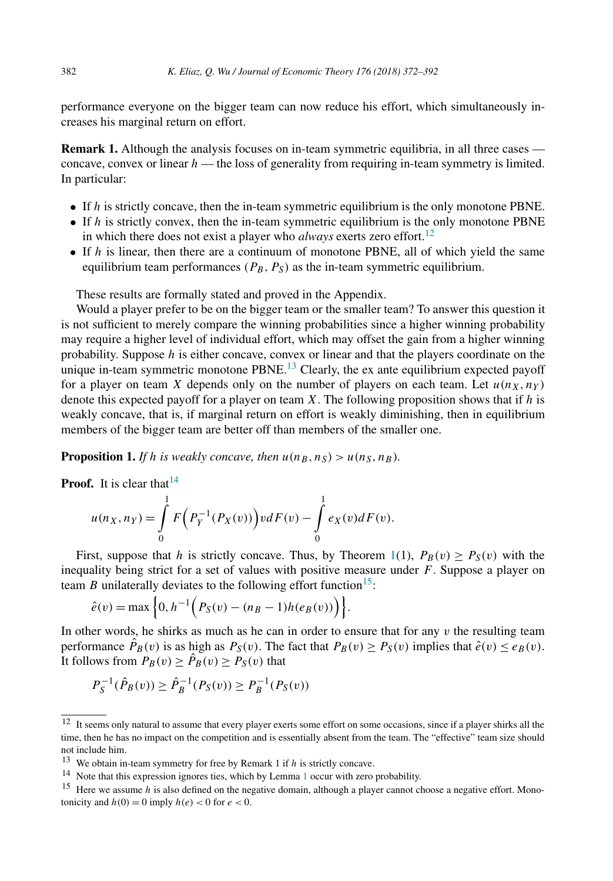performance everyone on the bigger team can now reduce his effort, which simultaneously increases his marginal return on effort.

**Remark 1.** Although the analysis focuses on in-team symmetric equilibria, in all three cases — concave, convex or linear $h$ — the loss of generality from requiring in-team symmetry is limited. In particular:

- If $h$ is strictly concave, then the in-team symmetric equilibrium is the only monotone PBNE.
- If $h$ is strictly convex, then the in-team symmetric equilibrium is the only monotone PBNE in which there does not exist a player who *always* exerts zero effort.[12]
- If $h$ is linear, then there are a continuum of monotone PBNE, all of which yield the same equilibrium team performances $(P_B, P_S)$ as the in-team symmetric equilibrium.

These results are formally stated and proved in the Appendix.

Would a player prefer to be on the bigger team or the smaller team? To answer this question it is not sufficient to merely compare the winning probabilities since a higher winning probability may require a higher level of individual effort, which may offset the gain from a higher winning probability. Suppose $h$ is either concave, convex or linear and that the players coordinate on the unique in-team symmetric monotone PBNE.[13] Clearly, the ex ante equilibrium expected payoff for a player on team $X$ depends only on the number of players on each team. Let $u(n_X, n_Y)$ denote this expected payoff for a player on team $X$. The following proposition shows that if $h$ is weakly concave, that is, if marginal return on effort is weakly diminishing, then in equilibrium members of the bigger team are better off than members of the smaller one.

**Proposition 1.** *If $h$ is weakly concave, then $u(n_B, n_S) > u(n_S, n_B)$.*

**Proof.** It is clear that[14]

$$u(n_X, n_Y) = \int_0^1 F\Big(P_Y^{-1}(P_X(v))\Big) v\, dF(v) - \int_0^1 e_X(v) dF(v).$$

First, suppose that $h$ is strictly concave. Thus, by Theorem 1(1), $P_B(v) \geq P_S(v)$ with the inequality being strict for a set of values with positive measure under $F$. Suppose a player on team $B$ unilaterally deviates to the following effort function[15]:

$$\hat{e}(v) = \max\Big\{0, h^{-1}\Big(P_S(v) - (n_B - 1)h(e_B(v))\Big)\Big\}.$$

In other words, he shirks as much as he can in order to ensure that for any $v$ the resulting team performance $\hat{P}_B(v)$ is as high as $P_S(v)$. The fact that $P_B(v) \geq P_S(v)$ implies that $\hat{e}(v) \leq e_B(v)$. It follows from $P_B(v) \geq \hat{P}_B(v) \geq P_S(v)$ that

$$P_S^{-1}(\hat{P}_B(v)) \geq \hat{P}_B^{-1}(P_S(v)) \geq P_B^{-1}(P_S(v))$$

---

[12] It seems only natural to assume that every player exerts some effort on some occasions, since if a player shirks all the time, then he has no impact on the competition and is essentially absent from the team. The "effective" team size should not include him.

[13] We obtain in-team symmetry for free by Remark 1 if $h$ is strictly concave.

[14] Note that this expression ignores ties, which by Lemma 1 occur with zero probability.

[15] Here we assume $h$ is also defined on the negative domain, although a player cannot choose a negative effort. Monotonicity and $h(0) = 0$ imply $h(e) < 0$ for $e < 0$.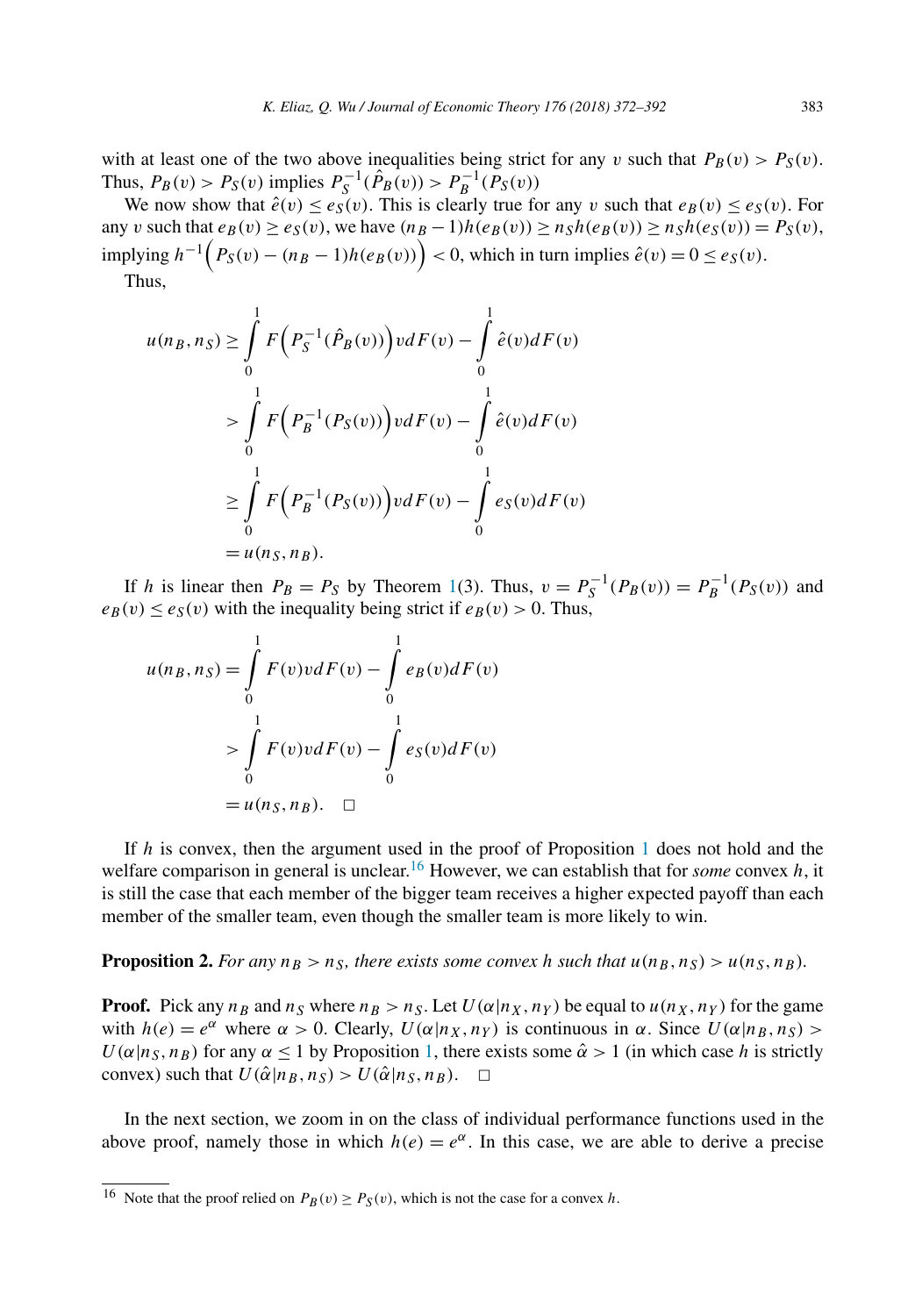with at least one of the two above inequalities being strict for any $v$ such that $P_B(v) > P_S(v)$. Thus, $P_B(v) > P_S(v)$ implies $P_S^{-1}(\hat{P}_B(v)) > P_B^{-1}(P_S(v))$

We now show that $\hat{e}(v) \le e_S(v)$. This is clearly true for any $v$ such that $e_B(v) \le e_S(v)$. For any $v$ such that $e_B(v) \ge e_S(v)$, we have $(n_B - 1)h(e_B(v)) \ge n_S h(e_B(v)) \ge n_S h(e_S(v)) = P_S(v)$, implying $h^{-1}\Big(P_S(v) - (n_B - 1)h(e_B(v))\Big) < 0$, which in turn implies $\hat{e}(v) = 0 \le e_S(v)$.

Thus,

$$
\begin{aligned}
u(n_B, n_S) &\ge \int_0^1 F\Big(P_S^{-1}(\hat{P}_B(v))\Big) v dF(v) - \int_0^1 \hat{e}(v) dF(v) \\
&> \int_0^1 F\Big(P_B^{-1}(P_S(v))\Big) v dF(v) - \int_0^1 \hat{e}(v) dF(v) \\
&\ge \int_0^1 F\Big(P_B^{-1}(P_S(v))\Big) v dF(v) - \int_0^1 e_S(v) dF(v) \\
&= u(n_S, n_B).
\end{aligned}
$$

If $h$ is linear then $P_B = P_S$ by Theorem 1(3). Thus, $v = P_S^{-1}(P_B(v)) = P_B^{-1}(P_S(v))$ and $e_B(v) \le e_S(v)$ with the inequality being strict if $e_B(v) > 0$. Thus,

$$
\begin{aligned}
u(n_B, n_S) &= \int_0^1 F(v) v dF(v) - \int_0^1 e_B(v) dF(v) \\
&> \int_0^1 F(v) v dF(v) - \int_0^1 e_S(v) dF(v) \\
&= u(n_S, n_B). \quad \square
\end{aligned}
$$

If $h$ is convex, then the argument used in the proof of Proposition 1 does not hold and the welfare comparison in general is unclear.[16] However, we can establish that for *some* convex $h$, it is still the case that each member of the bigger team receives a higher expected payoff than each member of the smaller team, even though the smaller team is more likely to win.

**Proposition 2.** *For any $n_B > n_S$, there exists some convex $h$ such that $u(n_B, n_S) > u(n_S, n_B)$.*

**Proof.** Pick any $n_B$ and $n_S$ where $n_B > n_S$. Let $U(\alpha | n_X, n_Y)$ be equal to $u(n_X, n_Y)$ for the game with $h(e) = e^\alpha$ where $\alpha > 0$. Clearly, $U(\alpha | n_X, n_Y)$ is continuous in $\alpha$. Since $U(\alpha | n_B, n_S) > U(\alpha | n_S, n_B)$ for any $\alpha \le 1$ by Proposition 1, there exists some $\hat{\alpha} > 1$ (in which case $h$ is strictly convex) such that $U(\hat{\alpha} | n_B, n_S) > U(\hat{\alpha} | n_S, n_B)$. $\square$

In the next section, we zoom in on the class of individual performance functions used in the above proof, namely those in which $h(e) = e^\alpha$. In this case, we are able to derive a precise

[16] Note that the proof relied on $P_B(v) \ge P_S(v)$, which is not the case for a convex $h$.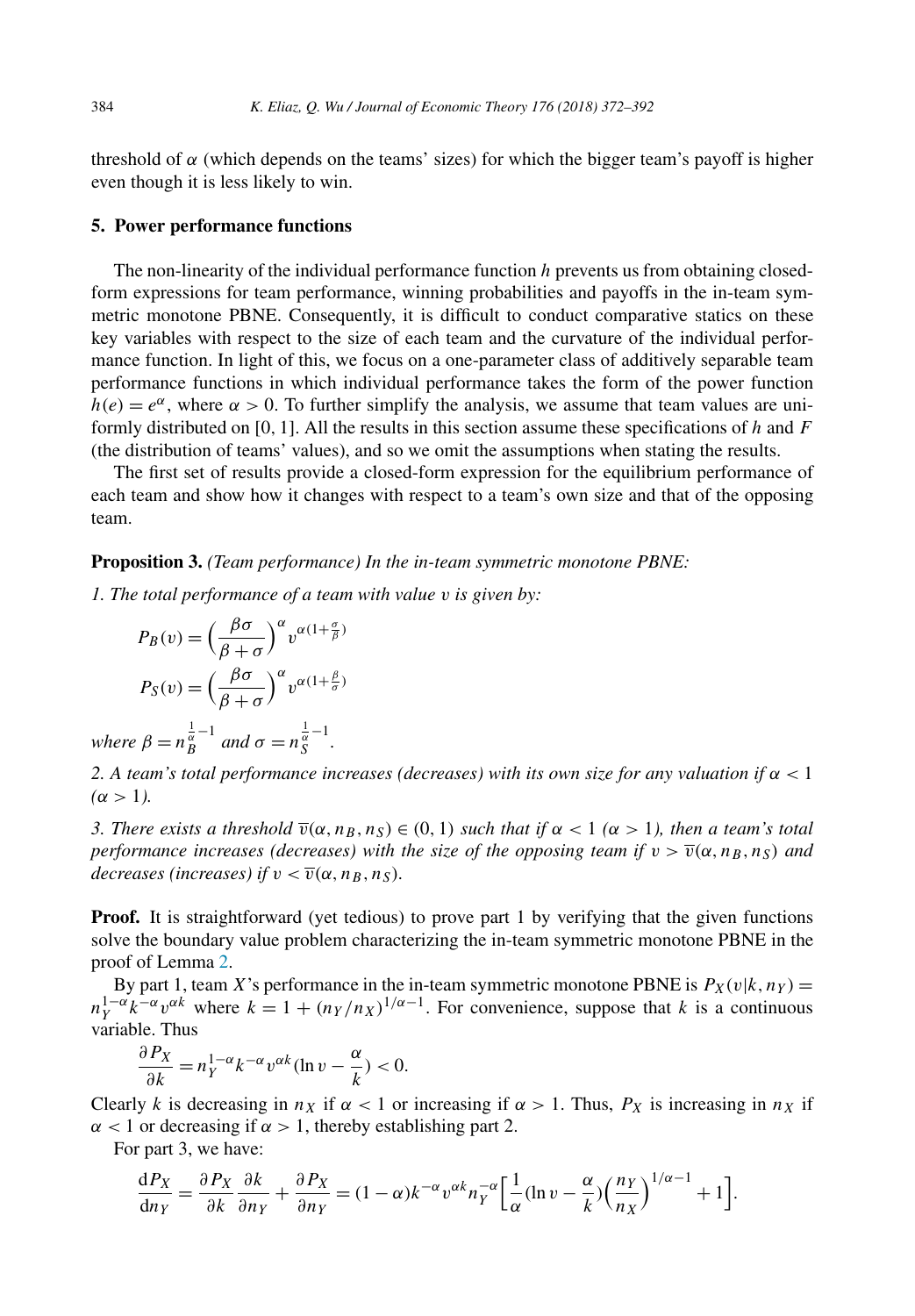threshold of $\alpha$ (which depends on the teams' sizes) for which the bigger team's payoff is higher even though it is less likely to win.

## 5. Power performance functions

The non-linearity of the individual performance function $h$ prevents us from obtaining closed-form expressions for team performance, winning probabilities and payoffs in the in-team symmetric monotone PBNE. Consequently, it is difficult to conduct comparative statics on these key variables with respect to the size of each team and the curvature of the individual performance function. In light of this, we focus on a one-parameter class of additively separable team performance functions in which individual performance takes the form of the power function $h(e) = e^{\alpha}$, where $\alpha > 0$. To further simplify the analysis, we assume that team values are uniformly distributed on [0, 1]. All the results in this section assume these specifications of $h$ and $F$ (the distribution of teams' values), and so we omit the assumptions when stating the results.

The first set of results provide a closed-form expression for the equilibrium performance of each team and show how it changes with respect to a team's own size and that of the opposing team.

**Proposition 3.** *(Team performance) In the in-team symmetric monotone PBNE:*

*1. The total performance of a team with value $v$ is given by:*

$$P_B(v) = \Big(\frac{\beta\sigma}{\beta+\sigma}\Big)^{\alpha} v^{\alpha(1+\frac{\sigma}{\beta})}$$

$$P_S(v) = \Big(\frac{\beta\sigma}{\beta+\sigma}\Big)^{\alpha} v^{\alpha(1+\frac{\beta}{\sigma})}$$

*where $\beta = n_B^{\frac{1}{\alpha}-1}$ and $\sigma = n_S^{\frac{1}{\alpha}-1}$.*

*2. A team's total performance increases (decreases) with its own size for any valuation if $\alpha < 1$ ($\alpha > 1$).*

*3. There exists a threshold $\overline{v}(\alpha, n_B, n_S) \in (0, 1)$ such that if $\alpha < 1$ ($\alpha > 1$), then a team's total performance increases (decreases) with the size of the opposing team if $v > \overline{v}(\alpha, n_B, n_S)$ and decreases (increases) if $v < \overline{v}(\alpha, n_B, n_S)$.*

**Proof.** It is straightforward (yet tedious) to prove part 1 by verifying that the given functions solve the boundary value problem characterizing the in-team symmetric monotone PBNE in the proof of Lemma 2.

By part 1, team $X$'s performance in the in-team symmetric monotone PBNE is $P_X(v|k, n_Y) = n_Y^{1-\alpha} k^{-\alpha} v^{\alpha k}$ where $k = 1 + (n_Y/n_X)^{1/\alpha - 1}$. For convenience, suppose that $k$ is a continuous variable. Thus

$$\frac{\partial P_X}{\partial k} = n_Y^{1-\alpha} k^{-\alpha} v^{\alpha k}(\ln v - \frac{\alpha}{k}) < 0.$$

Clearly $k$ is decreasing in $n_X$ if $\alpha < 1$ or increasing if $\alpha > 1$. Thus, $P_X$ is increasing in $n_X$ if $\alpha < 1$ or decreasing if $\alpha > 1$, thereby establishing part 2.

For part 3, we have:

$$\frac{\mathrm{d}P_X}{\mathrm{d}n_Y} = \frac{\partial P_X}{\partial k}\frac{\partial k}{\partial n_Y} + \frac{\partial P_X}{\partial n_Y} = (1-\alpha) k^{-\alpha} v^{\alpha k} n_Y^{-\alpha}\Big[\frac{1}{\alpha}(\ln v - \frac{\alpha}{k})\Big(\frac{n_Y}{n_X}\Big)^{1/\alpha - 1} + 1\Big].$$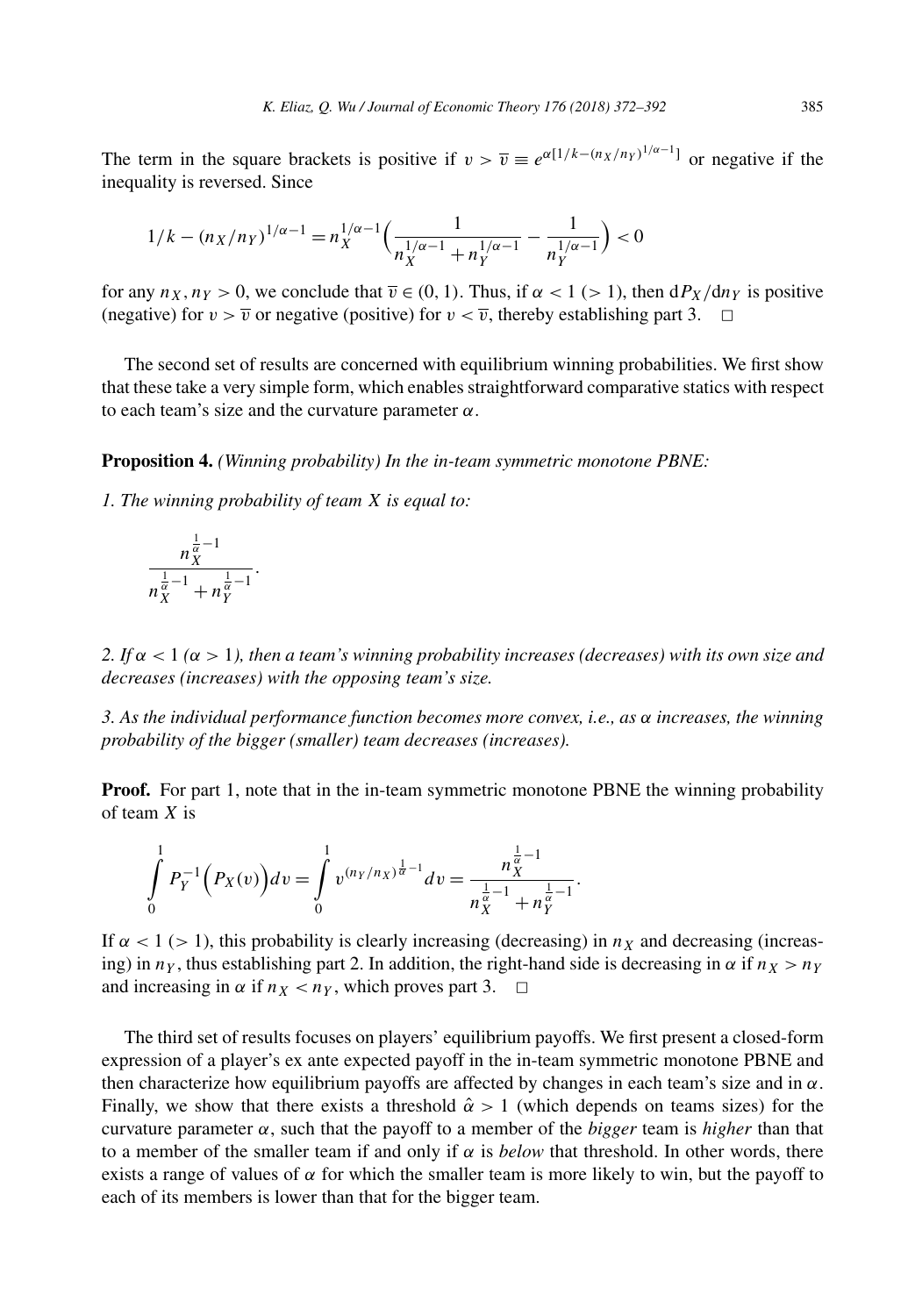The term in the square brackets is positive if $v > \overline{v} \equiv e^{\alpha[1/k-(n_X/n_Y)^{1/\alpha-1}]}$ or negative if the inequality is reversed. Since

$$1/k - (n_X/n_Y)^{1/\alpha-1} = n_X^{1/\alpha-1}\Big(\frac{1}{n_X^{1/\alpha-1}+n_Y^{1/\alpha-1}} - \frac{1}{n_Y^{1/\alpha-1}}\Big) < 0$$

for any $n_X, n_Y > 0$, we conclude that $\overline{v} \in (0,1)$. Thus, if $\alpha < 1$ ($> 1$), then $\mathrm{d}P_X/\mathrm{d}n_Y$ is positive (negative) for $v > \overline{v}$ or negative (positive) for $v < \overline{v}$, thereby establishing part 3. $\square$

The second set of results are concerned with equilibrium winning probabilities. We first show that these take a very simple form, which enables straightforward comparative statics with respect to each team's size and the curvature parameter $\alpha$.

**Proposition 4.** *(Winning probability) In the in-team symmetric monotone PBNE:*

*1. The winning probability of team X is equal to:*

$$\frac{n_X^{\frac{1}{\alpha}-1}}{n_X^{\frac{1}{\alpha}-1}+n_Y^{\frac{1}{\alpha}-1}}.$$

*2. If $\alpha < 1$ ($\alpha > 1$), then a team's winning probability increases (decreases) with its own size and decreases (increases) with the opposing team's size.*

*3. As the individual performance function becomes more convex, i.e., as $\alpha$ increases, the winning probability of the bigger (smaller) team decreases (increases).*

**Proof.** For part 1, note that in the in-team symmetric monotone PBNE the winning probability of team $X$ is

$$\int_0^1 P_Y^{-1}\Big(P_X(v)\Big)dv = \int_0^1 v^{(n_Y/n_X)^{\frac{1}{\alpha}-1}}dv = \frac{n_X^{\frac{1}{\alpha}-1}}{n_X^{\frac{1}{\alpha}-1}+n_Y^{\frac{1}{\alpha}-1}}.$$

If $\alpha < 1$ ($> 1$), this probability is clearly increasing (decreasing) in $n_X$ and decreasing (increasing) in $n_Y$, thus establishing part 2. In addition, the right-hand side is decreasing in $\alpha$ if $n_X > n_Y$ and increasing in $\alpha$ if $n_X < n_Y$, which proves part 3. $\square$

The third set of results focuses on players' equilibrium payoffs. We first present a closed-form expression of a player's ex ante expected payoff in the in-team symmetric monotone PBNE and then characterize how equilibrium payoffs are affected by changes in each team's size and in $\alpha$. Finally, we show that there exists a threshold $\hat{\alpha} > 1$ (which depends on teams sizes) for the curvature parameter $\alpha$, such that the payoff to a member of the *bigger* team is *higher* than that to a member of the smaller team if and only if $\alpha$ is *below* that threshold. In other words, there exists a range of values of $\alpha$ for which the smaller team is more likely to win, but the payoff to each of its members is lower than that for the bigger team.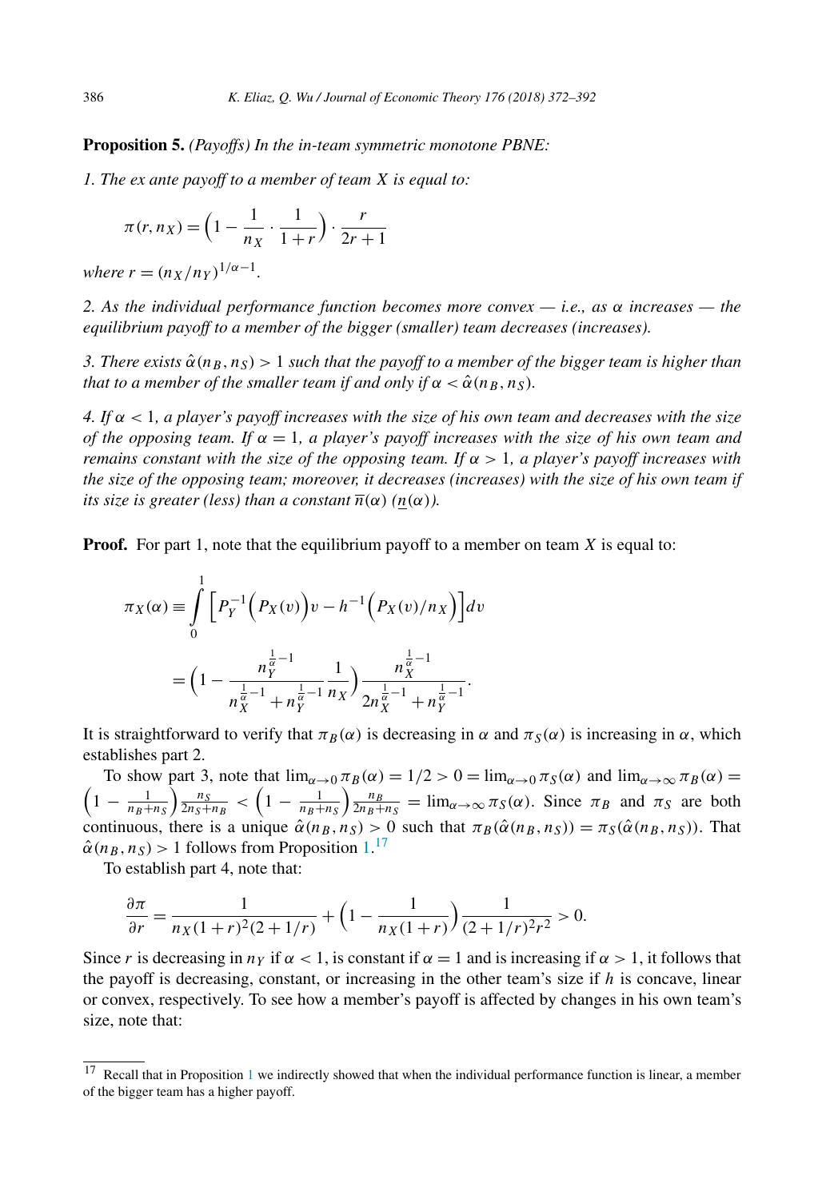**Proposition 5.** *(Payoffs) In the in-team symmetric monotone PBNE:*

*1. The ex ante payoff to a member of team X is equal to:*

$$\pi(r, n_X) = \left(1 - \frac{1}{n_X} \cdot \frac{1}{1+r}\right) \cdot \frac{r}{2r+1}$$

*where* $r = (n_X/n_Y)^{1/\alpha - 1}$.

*2. As the individual performance function becomes more convex — i.e., as* $\alpha$ *increases — the equilibrium payoff to a member of the bigger (smaller) team decreases (increases).*

*3. There exists* $\hat{\alpha}(n_B, n_S) > 1$ *such that the payoff to a member of the bigger team is higher than that to a member of the smaller team if and only if* $\alpha < \hat{\alpha}(n_B, n_S)$.

*4. If* $\alpha < 1$, *a player's payoff increases with the size of his own team and decreases with the size of the opposing team. If* $\alpha = 1$, *a player's payoff increases with the size of his own team and remains constant with the size of the opposing team. If* $\alpha > 1$, *a player's payoff increases with the size of the opposing team; moreover, it decreases (increases) with the size of his own team if its size is greater (less) than a constant* $\overline{n}(\alpha)$ $(\underline{n}(\alpha))$.

**Proof.** For part 1, note that the equilibrium payoff to a member on team $X$ is equal to:

$$\pi_X(\alpha) \equiv \int_0^1 \left[P_Y^{-1}\left(P_X(v)\right)v - h^{-1}\left(P_X(v)/n_X\right)\right]dv$$

$$= \left(1 - \frac{n_Y^{\frac{1}{\alpha}-1}}{n_X^{\frac{1}{\alpha}-1} + n_Y^{\frac{1}{\alpha}-1}} \frac{1}{n_X}\right) \frac{n_X^{\frac{1}{\alpha}-1}}{2n_X^{\frac{1}{\alpha}-1} + n_Y^{\frac{1}{\alpha}-1}}.$$

It is straightforward to verify that $\pi_B(\alpha)$ is decreasing in $\alpha$ and $\pi_S(\alpha)$ is increasing in $\alpha$, which establishes part 2.

To show part 3, note that $\lim_{\alpha \to 0} \pi_B(\alpha) = 1/2 > 0 = \lim_{\alpha \to 0} \pi_S(\alpha)$ and $\lim_{\alpha \to \infty} \pi_B(\alpha) = \left(1 - \frac{1}{n_B + n_S}\right) \frac{n_S}{2n_S + n_B} < \left(1 - \frac{1}{n_B + n_S}\right) \frac{n_B}{2n_B + n_S} = \lim_{\alpha \to \infty} \pi_S(\alpha)$. Since $\pi_B$ and $\pi_S$ are both continuous, there is a unique $\hat{\alpha}(n_B, n_S) > 0$ such that $\pi_B(\hat{\alpha}(n_B, n_S)) = \pi_S(\hat{\alpha}(n_B, n_S))$. That $\hat{\alpha}(n_B, n_S) > 1$ follows from Proposition 1.[17]

To establish part 4, note that:

$$\frac{\partial \pi}{\partial r} = \frac{1}{n_X(1+r)^2(2+1/r)} + \left(1 - \frac{1}{n_X(1+r)}\right) \frac{1}{(2+1/r)^2 r^2} > 0.$$

Since $r$ is decreasing in $n_Y$ if $\alpha < 1$, is constant if $\alpha = 1$ and is increasing if $\alpha > 1$, it follows that the payoff is decreasing, constant, or increasing in the other team's size if $h$ is concave, linear or convex, respectively. To see how a member's payoff is affected by changes in his own team's size, note that:

[17] Recall that in Proposition 1 we indirectly showed that when the individual performance function is linear, a member of the bigger team has a higher payoff.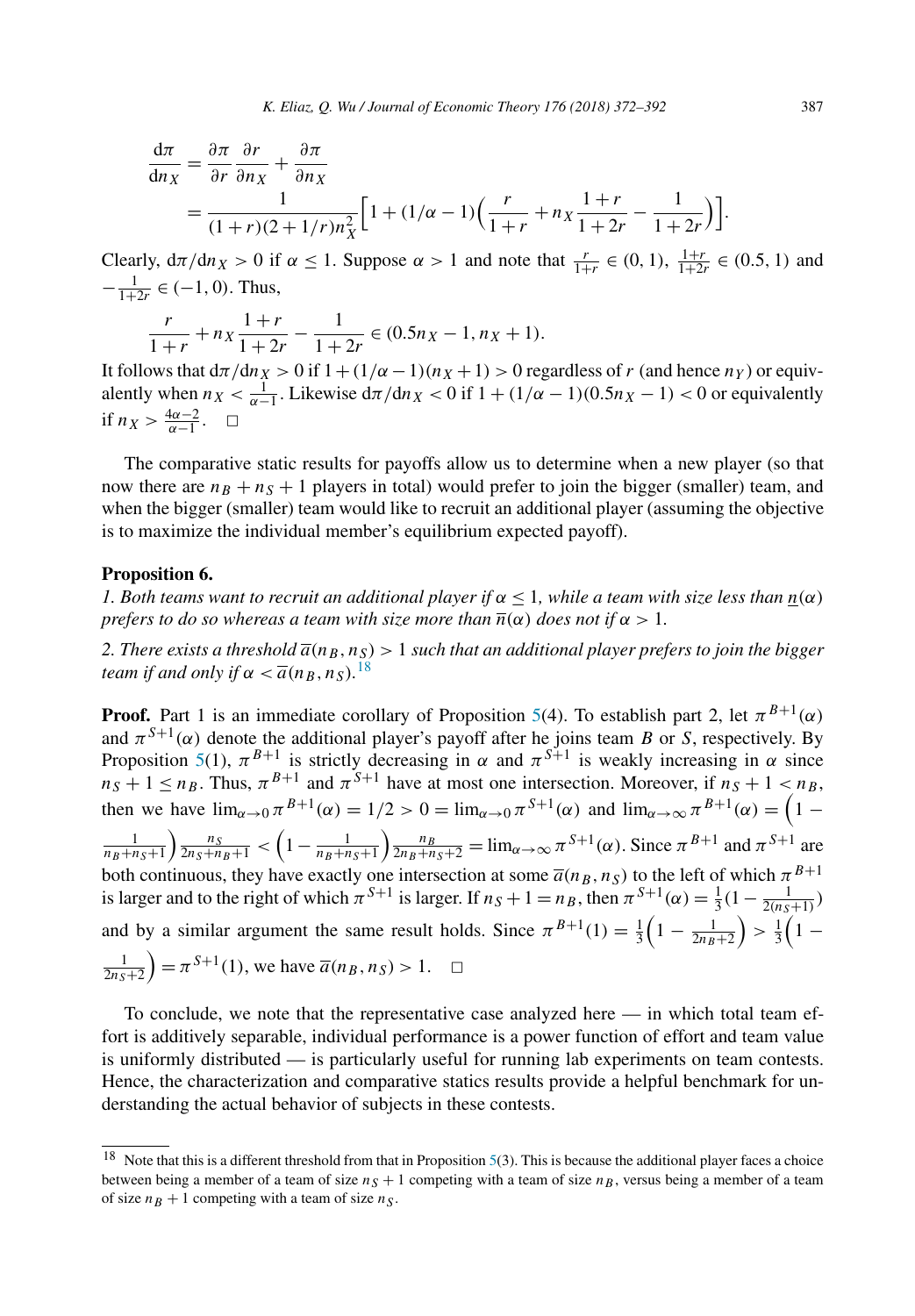$$
\begin{aligned}
\frac{\mathrm{d}\pi}{\mathrm{d}n_X} &= \frac{\partial \pi}{\partial r}\frac{\partial r}{\partial n_X} + \frac{\partial \pi}{\partial n_X} \\
&= \frac{1}{(1+r)(2+1/r)n_X^2}\Big[1 + (1/\alpha - 1)\Big(\frac{r}{1+r} + n_X\frac{1+r}{1+2r} - \frac{1}{1+2r}\Big)\Big].
\end{aligned}
$$

Clearly, $\mathrm{d}\pi/\mathrm{d}n_X > 0$ if $\alpha \leq 1$. Suppose $\alpha > 1$ and note that $\frac{r}{1+r} \in (0, 1)$, $\frac{1+r}{1+2r} \in (0.5, 1)$ and $-\frac{1}{1+2r} \in (-1, 0)$. Thus,

$$
\frac{r}{1+r} + n_X\frac{1+r}{1+2r} - \frac{1}{1+2r} \in (0.5n_X - 1, n_X + 1).
$$

It follows that $\mathrm{d}\pi/\mathrm{d}n_X > 0$ if $1 + (1/\alpha - 1)(n_X + 1) > 0$ regardless of $r$ (and hence $n_Y$) or equivalently when $n_X < \frac{1}{\alpha - 1}$. Likewise $\mathrm{d}\pi/\mathrm{d}n_X < 0$ if $1 + (1/\alpha - 1)(0.5n_X - 1) < 0$ or equivalently if $n_X > \frac{4\alpha - 2}{\alpha - 1}$. $\square$

The comparative static results for payoffs allow us to determine when a new player (so that now there are $n_B + n_S + 1$ players in total) would prefer to join the bigger (smaller) team, and when the bigger (smaller) team would like to recruit an additional player (assuming the objective is to maximize the individual member's equilibrium expected payoff).

**Proposition 6.**

*1. Both teams want to recruit an additional player if $\alpha \leq 1$, while a team with size less than $\underline{n}(\alpha)$ prefers to do so whereas a team with size more than $\overline{n}(\alpha)$ does not if $\alpha > 1$.*

*2. There exists a threshold $\overline{a}(n_B, n_S) > 1$ such that an additional player prefers to join the bigger team if and only if $\alpha < \overline{a}(n_B, n_S)$.*[18]

**Proof.** Part 1 is an immediate corollary of Proposition 5(4). To establish part 2, let $\pi^{B+1}(\alpha)$ and $\pi^{S+1}(\alpha)$ denote the additional player's payoff after he joins team $B$ or $S$, respectively. By Proposition 5(1), $\pi^{B+1}$ is strictly decreasing in $\alpha$ and $\pi^{S+1}$ is weakly increasing in $\alpha$ since $n_S + 1 \leq n_B$. Thus, $\pi^{B+1}$ and $\pi^{S+1}$ have at most one intersection. Moreover, if $n_S + 1 < n_B$, then we have $\lim_{\alpha \to 0} \pi^{B+1}(\alpha) = 1/2 > 0 = \lim_{\alpha \to 0} \pi^{S+1}(\alpha)$ and $\lim_{\alpha \to \infty} \pi^{B+1}(\alpha) = \Big(1 - \frac{1}{n_B + n_S + 1}\Big)\frac{n_S}{2n_S + n_B + 1} < \Big(1 - \frac{1}{n_B + n_S + 1}\Big)\frac{n_B}{2n_B + n_S + 2} = \lim_{\alpha \to \infty} \pi^{S+1}(\alpha)$. Since $\pi^{B+1}$ and $\pi^{S+1}$ are both continuous, they have exactly one intersection at some $\overline{a}(n_B, n_S)$ to the left of which $\pi^{B+1}$ is larger and to the right of which $\pi^{S+1}$ is larger. If $n_S + 1 = n_B$, then $\pi^{S+1}(\alpha) = \frac{1}{3}(1 - \frac{1}{2(n_S+1)})$ and by a similar argument the same result holds. Since $\pi^{B+1}(1) = \frac{1}{3}\Big(1 - \frac{1}{2n_B + 2}\Big) > \frac{1}{3}\Big(1 - \frac{1}{2n_S + 2}\Big) = \pi^{S+1}(1)$, we have $\overline{a}(n_B, n_S) > 1$. $\square$

To conclude, we note that the representative case analyzed here — in which total team effort is additively separable, individual performance is a power function of effort and team value is uniformly distributed — is particularly useful for running lab experiments on team contests. Hence, the characterization and comparative statics results provide a helpful benchmark for understanding the actual behavior of subjects in these contests.

[18] Note that this is a different threshold from that in Proposition 5(3). This is because the additional player faces a choice between being a member of a team of size $n_S + 1$ competing with a team of size $n_B$, versus being a member of a team of size $n_B + 1$ competing with a team of size $n_S$.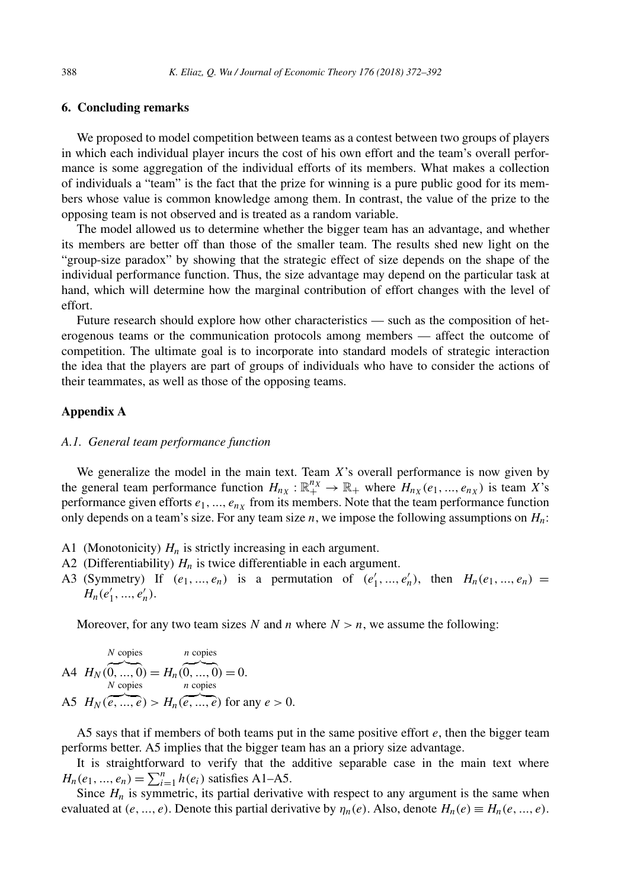## 6. Concluding remarks

We proposed to model competition between teams as a contest between two groups of players in which each individual player incurs the cost of his own effort and the team's overall performance is some aggregation of the individual efforts of its members. What makes a collection of individuals a "team" is the fact that the prize for winning is a pure public good for its members whose value is common knowledge among them. In contrast, the value of the prize to the opposing team is not observed and is treated as a random variable.

The model allowed us to determine whether the bigger team has an advantage, and whether its members are better off than those of the smaller team. The results shed new light on the "group-size paradox" by showing that the strategic effect of size depends on the shape of the individual performance function. Thus, the size advantage may depend on the particular task at hand, which will determine how the marginal contribution of effort changes with the level of effort.

Future research should explore how other characteristics — such as the composition of heterogenous teams or the communication protocols among members — affect the outcome of competition. The ultimate goal is to incorporate into standard models of strategic interaction the idea that the players are part of groups of individuals who have to consider the actions of their teammates, as well as those of the opposing teams.

## Appendix A

### A.1. General team performance function

We generalize the model in the main text. Team $X$'s overall performance is now given by the general team performance function $H_{n_X} : \mathbb{R}_+^{n_X} \to \mathbb{R}_+$ where $H_{n_X}(e_1, ..., e_{n_X})$ is team $X$'s performance given efforts $e_1, ..., e_{n_X}$ from its members. Note that the team performance function only depends on a team's size. For any team size $n$, we impose the following assumptions on $H_n$:

- A1 (Monotonicity) $H_n$ is strictly increasing in each argument.
- A2 (Differentiability) $H_n$ is twice differentiable in each argument.
- A3 (Symmetry) If $(e_1, ..., e_n)$ is a permutation of $(e'_1, ..., e'_n)$, then $H_n(e_1, ..., e_n) = H_n(e'_1, ..., e'_n)$.

Moreover, for any two team sizes $N$ and $n$ where $N > n$, we assume the following:

A4 $H_N(\overbrace{0, ..., 0}^{N \text{ copies}}) = H_n(\overbrace{0, ..., 0}^{n \text{ copies}}) = 0.$

A5 $H_N(\overbrace{e, ..., e}^{N \text{ copies}}) > H_n(\overbrace{e, ..., e}^{n \text{ copies}})$ for any $e > 0$.

A5 says that if members of both teams put in the same positive effort $e$, then the bigger team performs better. A5 implies that the bigger team has an a priory size advantage.

It is straightforward to verify that the additive separable case in the main text where $H_n(e_1, ..., e_n) = \sum_{i=1}^{n} h(e_i)$ satisfies A1–A5.

Since $H_n$ is symmetric, its partial derivative with respect to any argument is the same when evaluated at $(e, ..., e)$. Denote this partial derivative by $\eta_n(e)$. Also, denote $H_n(e) \equiv H_n(e, ..., e)$.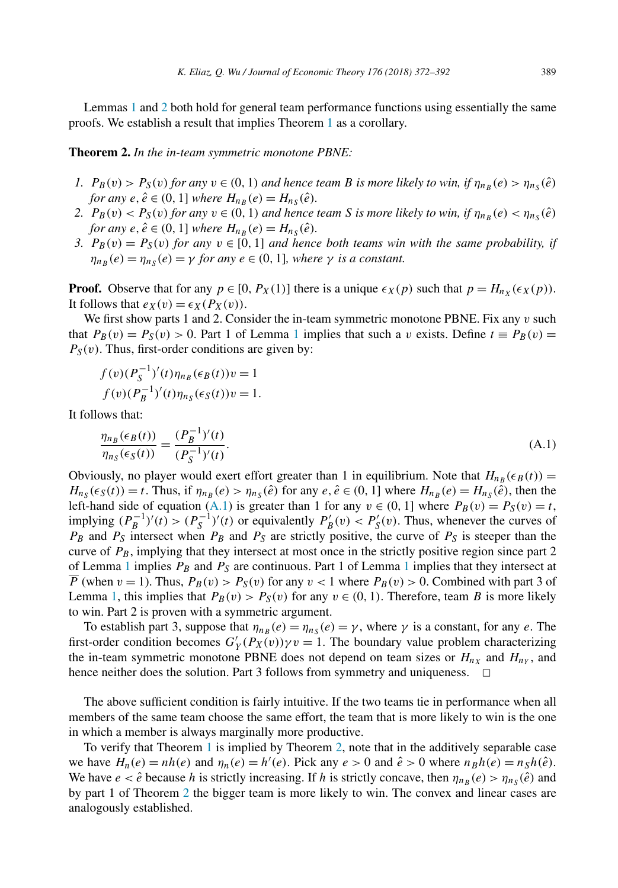Lemmas 1 and 2 both hold for general team performance functions using essentially the same proofs. We establish a result that implies Theorem 1 as a corollary.

**Theorem 2.** *In the in-team symmetric monotone PBNE:*

1. *$P_B(v) > P_S(v)$ for any $v \in (0, 1)$ and hence team $B$ is more likely to win, if $\eta_{n_B}(e) > \eta_{n_S}(\hat{e})$ for any $e, \hat{e} \in (0, 1]$ where $H_{n_B}(e) = H_{n_S}(\hat{e})$.*
2. *$P_B(v) < P_S(v)$ for any $v \in (0, 1)$ and hence team $S$ is more likely to win, if $\eta_{n_B}(e) < \eta_{n_S}(\hat{e})$ for any $e, \hat{e} \in (0, 1]$ where $H_{n_B}(e) = H_{n_S}(\hat{e})$.*
3. *$P_B(v) = P_S(v)$ for any $v \in [0, 1]$ and hence both teams win with the same probability, if $\eta_{n_B}(e) = \eta_{n_S}(e) = \gamma$ for any $e \in (0, 1]$, where $\gamma$ is a constant.*

**Proof.** Observe that for any $p \in [0, P_X(1)]$ there is a unique $\epsilon_X(p)$ such that $p = H_{n_X}(\epsilon_X(p))$. It follows that $e_X(v) = \epsilon_X(P_X(v))$.

We first show parts 1 and 2. Consider the in-team symmetric monotone PBNE. Fix any $v$ such that $P_B(v) = P_S(v) > 0$. Part 1 of Lemma 1 implies that such a $v$ exists. Define $t \equiv P_B(v) = P_S(v)$. Thus, first-order conditions are given by:

$$f(v)(P_S^{-1})'(t)\eta_{n_B}(\epsilon_B(t))v = 1$$
$$f(v)(P_B^{-1})'(t)\eta_{n_S}(\epsilon_S(t))v = 1.$$

It follows that:

$$\frac{\eta_{n_B}(\epsilon_B(t))}{\eta_{n_S}(\epsilon_S(t))} = \frac{(P_B^{-1})'(t)}{(P_S^{-1})'(t)}. \tag{A.1}$$

Obviously, no player would exert effort greater than 1 in equilibrium. Note that $H_{n_B}(\epsilon_B(t)) = H_{n_S}(\epsilon_S(t)) = t$. Thus, if $\eta_{n_B}(e) > \eta_{n_S}(\hat{e})$ for any $e, \hat{e} \in (0, 1]$ where $H_{n_B}(e) = H_{n_S}(\hat{e})$, then the left-hand side of equation (A.1) is greater than 1 for any $v \in (0, 1]$ where $P_B(v) = P_S(v) = t$, implying $(P_B^{-1})'(t) > (P_S^{-1})'(t)$ or equivalently $P_B'(v) < P_S'(v)$. Thus, whenever the curves of $P_B$ and $P_S$ intersect when $P_B$ and $P_S$ are strictly positive, the curve of $P_S$ is steeper than the curve of $P_B$, implying that they intersect at most once in the strictly positive region since part 2 of Lemma 1 implies $P_B$ and $P_S$ are continuous. Part 1 of Lemma 1 implies that they intersect at $\overline{P}$ (when $v = 1$). Thus, $P_B(v) > P_S(v)$ for any $v < 1$ where $P_B(v) > 0$. Combined with part 3 of Lemma 1, this implies that $P_B(v) > P_S(v)$ for any $v \in (0, 1)$. Therefore, team $B$ is more likely to win. Part 2 is proven with a symmetric argument.

To establish part 3, suppose that $\eta_{n_B}(e) = \eta_{n_S}(e) = \gamma$, where $\gamma$ is a constant, for any $e$. The first-order condition becomes $G_Y'(P_X(v))\gamma v = 1$. The boundary value problem characterizing the in-team symmetric monotone PBNE does not depend on team sizes or $H_{n_X}$ and $H_{n_Y}$, and hence neither does the solution. Part 3 follows from symmetry and uniqueness. $\square$

The above sufficient condition is fairly intuitive. If the two teams tie in performance when all members of the same team choose the same effort, the team that is more likely to win is the one in which a member is always marginally more productive.

To verify that Theorem 1 is implied by Theorem 2, note that in the additively separable case we have $H_n(e) = nh(e)$ and $\eta_n(e) = h'(e)$. Pick any $e > 0$ and $\hat{e} > 0$ where $n_B h(e) = n_S h(\hat{e})$. We have $e < \hat{e}$ because $h$ is strictly increasing. If $h$ is strictly concave, then $\eta_{n_B}(e) > \eta_{n_S}(\hat{e})$ and by part 1 of Theorem 2 the bigger team is more likely to win. The convex and linear cases are analogously established.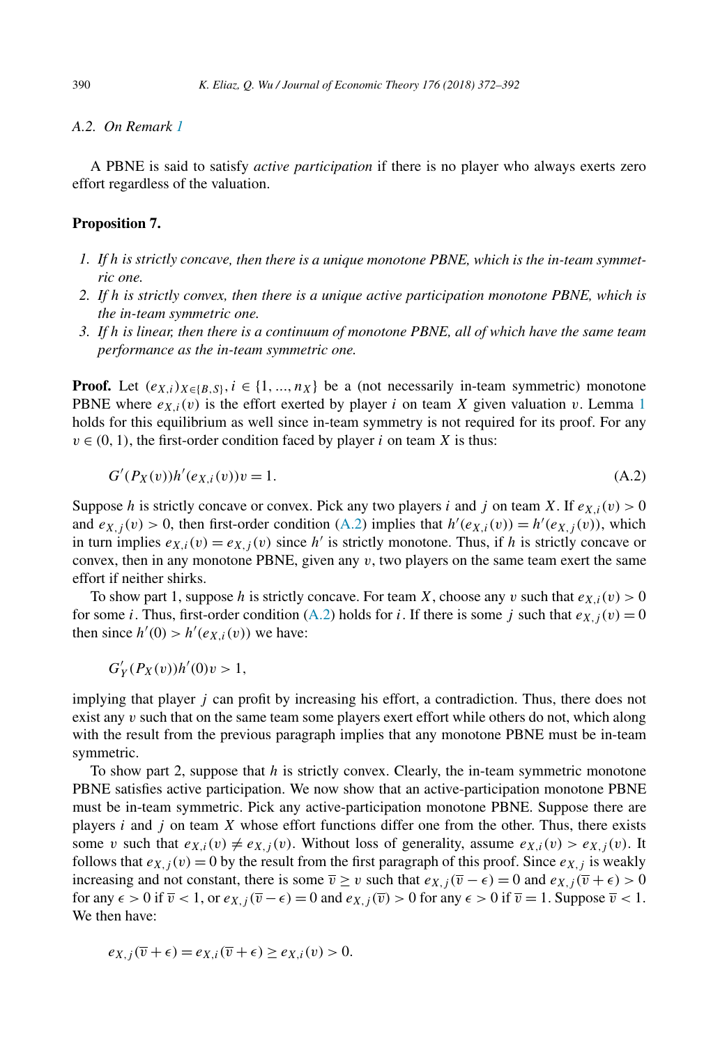### A.2. On Remark 1

A PBNE is said to satisfy *active participation* if there is no player who always exerts zero effort regardless of the valuation.

**Proposition 7.**

1. *If h is strictly concave, then there is a unique monotone PBNE, which is the in-team symmetric one.*
2. *If h is strictly convex, then there is a unique active participation monotone PBNE, which is the in-team symmetric one.*
3. *If h is linear, then there is a continuum of monotone PBNE, all of which have the same team performance as the in-team symmetric one.*

**Proof.** Let $(e_{X,i})_{X \in \{B,S\}}, i \in \{1, ..., n_X\}$ be a (not necessarily in-team symmetric) monotone PBNE where $e_{X,i}(v)$ is the effort exerted by player $i$ on team $X$ given valuation $v$. Lemma 1 holds for this equilibrium as well since in-team symmetry is not required for its proof. For any $v \in (0, 1)$, the first-order condition faced by player $i$ on team $X$ is thus:

$$G'(P_X(v))h'(e_{X,i}(v))v = 1. \tag{A.2}$$

Suppose $h$ is strictly concave or convex. Pick any two players $i$ and $j$ on team $X$. If $e_{X,i}(v) > 0$ and $e_{X,j}(v) > 0$, then first-order condition (A.2) implies that $h'(e_{X,i}(v)) = h'(e_{X,j}(v))$, which in turn implies $e_{X,i}(v) = e_{X,j}(v)$ since $h'$ is strictly monotone. Thus, if $h$ is strictly concave or convex, then in any monotone PBNE, given any $v$, two players on the same team exert the same effort if neither shirks.

To show part 1, suppose $h$ is strictly concave. For team $X$, choose any $v$ such that $e_{X,i}(v) > 0$ for some $i$. Thus, first-order condition (A.2) holds for $i$. If there is some $j$ such that $e_{X,j}(v) = 0$ then since $h'(0) > h'(e_{X,i}(v))$ we have:

$$G'_Y(P_X(v))h'(0)v > 1,$$

implying that player $j$ can profit by increasing his effort, a contradiction. Thus, there does not exist any $v$ such that on the same team some players exert effort while others do not, which along with the result from the previous paragraph implies that any monotone PBNE must be in-team symmetric.

To show part 2, suppose that $h$ is strictly convex. Clearly, the in-team symmetric monotone PBNE satisfies active participation. We now show that an active-participation monotone PBNE must be in-team symmetric. Pick any active-participation monotone PBNE. Suppose there are players $i$ and $j$ on team $X$ whose effort functions differ one from the other. Thus, there exists some $v$ such that $e_{X,i}(v) \neq e_{X,j}(v)$. Without loss of generality, assume $e_{X,i}(v) > e_{X,j}(v)$. It follows that $e_{X,j}(v) = 0$ by the result from the first paragraph of this proof. Since $e_{X,j}$ is weakly increasing and not constant, there is some $\overline{v} \geq v$ such that $e_{X,j}(\overline{v} - \epsilon) = 0$ and $e_{X,j}(\overline{v} + \epsilon) > 0$ for any $\epsilon > 0$ if $\overline{v} < 1$, or $e_{X,j}(\overline{v} - \epsilon) = 0$ and $e_{X,j}(\overline{v}) > 0$ for any $\epsilon > 0$ if $\overline{v} = 1$. Suppose $\overline{v} < 1$. We then have:

$$e_{X,j}(\overline{v} + \epsilon) = e_{X,i}(\overline{v} + \epsilon) \geq e_{X,i}(v) > 0.$$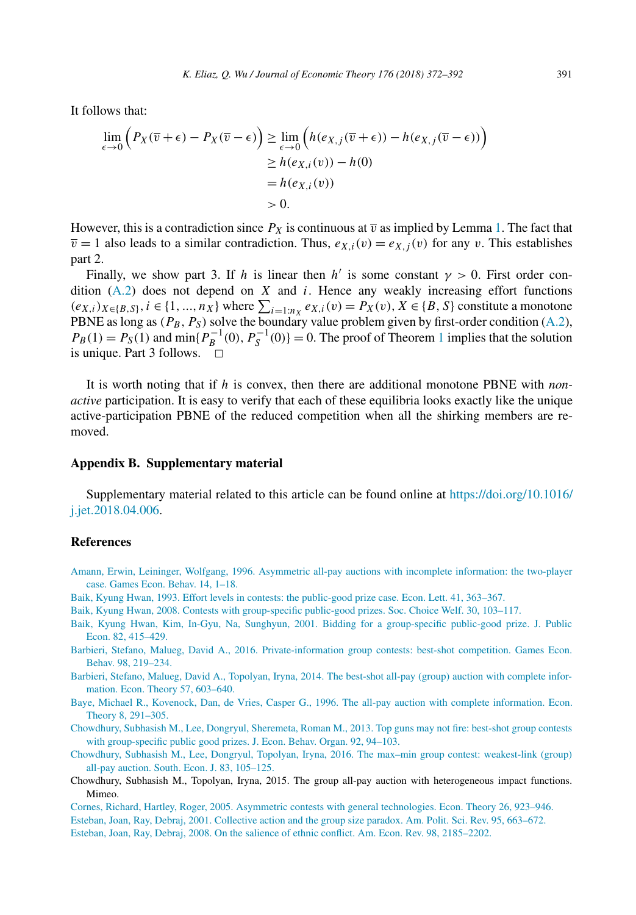It follows that:

$$
\begin{aligned}
\lim_{\epsilon \to 0} \Big( P_X(\overline{v}+\epsilon) - P_X(\overline{v}-\epsilon) \Big) &\geq \lim_{\epsilon \to 0} \Big( h(e_{X,j}(\overline{v}+\epsilon)) - h(e_{X,j}(\overline{v}-\epsilon)) \Big) \\
&\geq h(e_{X,i}(v)) - h(0) \\
&= h(e_{X,i}(v)) \\
&> 0.
\end{aligned}
$$

However, this is a contradiction since $P_X$ is continuous at $\overline{v}$ as implied by Lemma 1. The fact that $\overline{v} = 1$ also leads to a similar contradiction. Thus, $e_{X,i}(v) = e_{X,j}(v)$ for any $v$. This establishes part 2.

Finally, we show part 3. If $h$ is linear then $h'$ is some constant $\gamma > 0$. First order condition (A.2) does not depend on $X$ and $i$. Hence any weakly increasing effort functions $(e_{X,i})_{X \in \{B,S\}}, i \in \{1, ..., n_X\}$ where $\sum_{i=1:n_X} e_{X,i}(v) = P_X(v)$, $X \in \{B, S\}$ constitute a monotone PBNE as long as $(P_B, P_S)$ solve the boundary value problem given by first-order condition (A.2), $P_B(1) = P_S(1)$ and $\min\{P_B^{-1}(0), P_S^{-1}(0)\} = 0$. The proof of Theorem 1 implies that the solution is unique. Part 3 follows. $\square$

It is worth noting that if $h$ is convex, then there are additional monotone PBNE with *non-active* participation. It is easy to verify that each of these equilibria looks exactly like the unique active-participation PBNE of the reduced competition when all the shirking members are removed.

## Appendix B. Supplementary material

Supplementary material related to this article can be found online at https://doi.org/10.1016/j.jet.2018.04.006.

## References

Amann, Erwin, Leininger, Wolfgang, 1996. Asymmetric all-pay auctions with incomplete information: the two-player case. Games Econ. Behav. 14, 1–18.

Baik, Kyung Hwan, 1993. Effort levels in contests: the public-good prize case. Econ. Lett. 41, 363–367.

Baik, Kyung Hwan, 2008. Contests with group-specific public-good prizes. Soc. Choice Welf. 30, 103–117.

Baik, Kyung Hwan, Kim, In-Gyu, Na, Sunghyun, 2001. Bidding for a group-specific public-good prize. J. Public Econ. 82, 415–429.

Barbieri, Stefano, Malueg, David A., 2016. Private-information group contests: best-shot competition. Games Econ. Behav. 98, 219–234.

Barbieri, Stefano, Malueg, David A., Topolyan, Iryna, 2014. The best-shot all-pay (group) auction with complete information. Econ. Theory 57, 603–640.

Baye, Michael R., Kovenock, Dan, de Vries, Casper G., 1996. The all-pay auction with complete information. Econ. Theory 8, 291–305.

Chowdhury, Subhasish M., Lee, Dongryul, Sheremeta, Roman M., 2013. Top guns may not fire: best-shot group contests with group-specific public good prizes. J. Econ. Behav. Organ. 92, 94–103.

Chowdhury, Subhasish M., Lee, Dongryul, Topolyan, Iryna, 2016. The max–min group contest: weakest-link (group) all-pay auction. South. Econ. J. 83, 105–125.

Chowdhury, Subhasish M., Topolyan, Iryna, 2015. The group all-pay auction with heterogeneous impact functions. Mimeo.

Cornes, Richard, Hartley, Roger, 2005. Asymmetric contests with general technologies. Econ. Theory 26, 923–946.

Esteban, Joan, Ray, Debraj, 2001. Collective action and the group size paradox. Am. Polit. Sci. Rev. 95, 663–672.

Esteban, Joan, Ray, Debraj, 2008. On the salience of ethnic conflict. Am. Econ. Rev. 98, 2185–2202.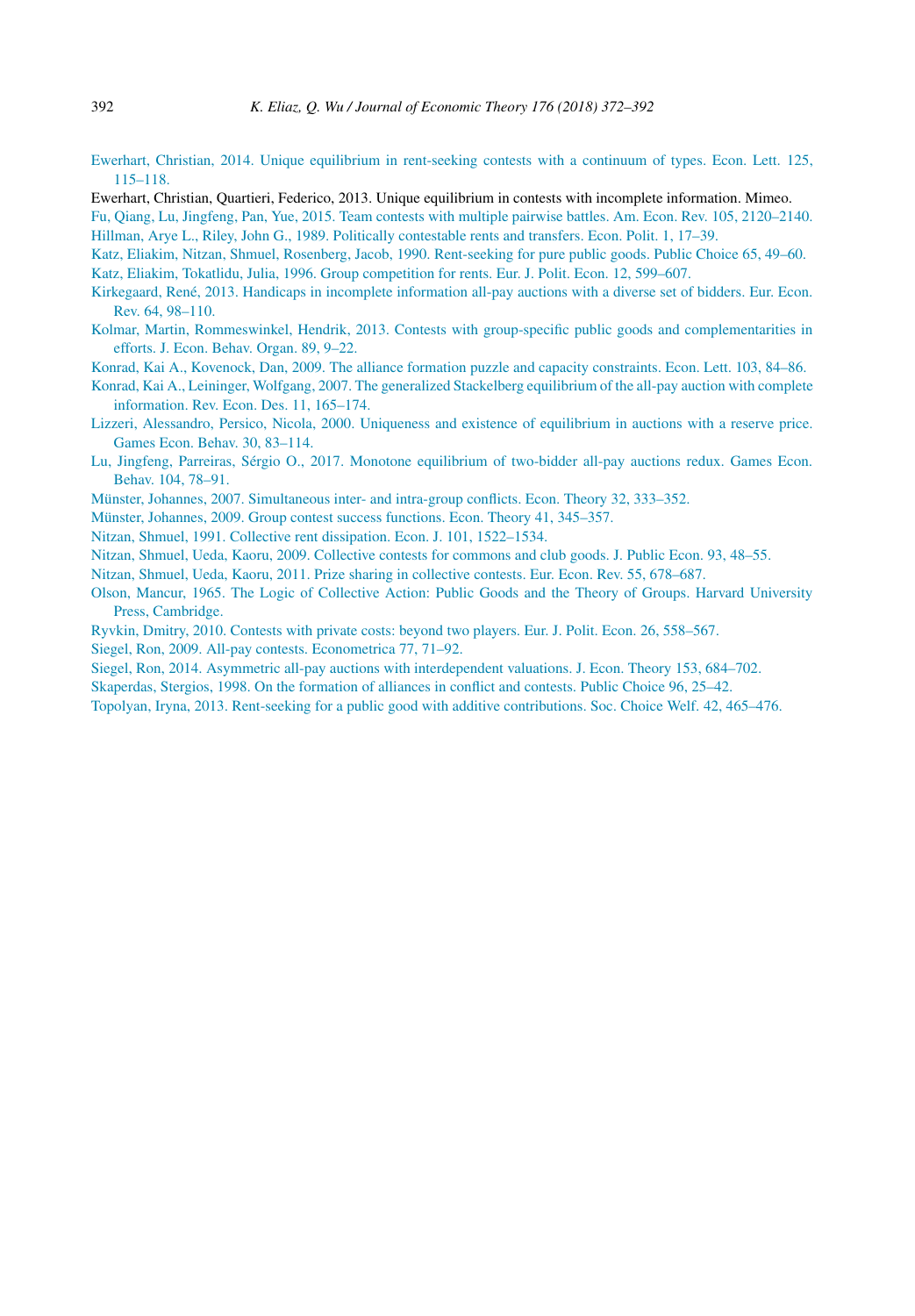Ewerhart, Christian, 2014. Unique equilibrium in rent-seeking contests with a continuum of types. Econ. Lett. 125, 115–118.

Ewerhart, Christian, Quartieri, Federico, 2013. Unique equilibrium in contests with incomplete information. Mimeo.

Fu, Qiang, Lu, Jingfeng, Pan, Yue, 2015. Team contests with multiple pairwise battles. Am. Econ. Rev. 105, 2120–2140.

Hillman, Arye L., Riley, John G., 1989. Politically contestable rents and transfers. Econ. Polit. 1, 17–39.

Katz, Eliakim, Nitzan, Shmuel, Rosenberg, Jacob, 1990. Rent-seeking for pure public goods. Public Choice 65, 49–60.

Katz, Eliakim, Tokatlidu, Julia, 1996. Group competition for rents. Eur. J. Polit. Econ. 12, 599–607.

Kirkegaard, René, 2013. Handicaps in incomplete information all-pay auctions with a diverse set of bidders. Eur. Econ. Rev. 64, 98–110.

Kolmar, Martin, Rommeswinkel, Hendrik, 2013. Contests with group-specific public goods and complementarities in efforts. J. Econ. Behav. Organ. 89, 9–22.

Konrad, Kai A., Kovenock, Dan, 2009. The alliance formation puzzle and capacity constraints. Econ. Lett. 103, 84–86.

Konrad, Kai A., Leininger, Wolfgang, 2007. The generalized Stackelberg equilibrium of the all-pay auction with complete information. Rev. Econ. Des. 11, 165–174.

Lizzeri, Alessandro, Persico, Nicola, 2000. Uniqueness and existence of equilibrium in auctions with a reserve price. Games Econ. Behav. 30, 83–114.

Lu, Jingfeng, Parreiras, Sérgio O., 2017. Monotone equilibrium of two-bidder all-pay auctions redux. Games Econ. Behav. 104, 78–91.

Münster, Johannes, 2007. Simultaneous inter- and intra-group conflicts. Econ. Theory 32, 333–352.

Münster, Johannes, 2009. Group contest success functions. Econ. Theory 41, 345–357.

Nitzan, Shmuel, 1991. Collective rent dissipation. Econ. J. 101, 1522–1534.

Nitzan, Shmuel, Ueda, Kaoru, 2009. Collective contests for commons and club goods. J. Public Econ. 93, 48–55.

Nitzan, Shmuel, Ueda, Kaoru, 2011. Prize sharing in collective contests. Eur. Econ. Rev. 55, 678–687.

Olson, Mancur, 1965. The Logic of Collective Action: Public Goods and the Theory of Groups. Harvard University Press, Cambridge.

Ryvkin, Dmitry, 2010. Contests with private costs: beyond two players. Eur. J. Polit. Econ. 26, 558–567.

Siegel, Ron, 2009. All-pay contests. Econometrica 77, 71–92.

Siegel, Ron, 2014. Asymmetric all-pay auctions with interdependent valuations. J. Econ. Theory 153, 684–702.

Skaperdas, Stergios, 1998. On the formation of alliances in conflict and contests. Public Choice 96, 25–42.

Topolyan, Iryna, 2013. Rent-seeking for a public good with additive contributions. Soc. Choice Welf. 42, 465–476.